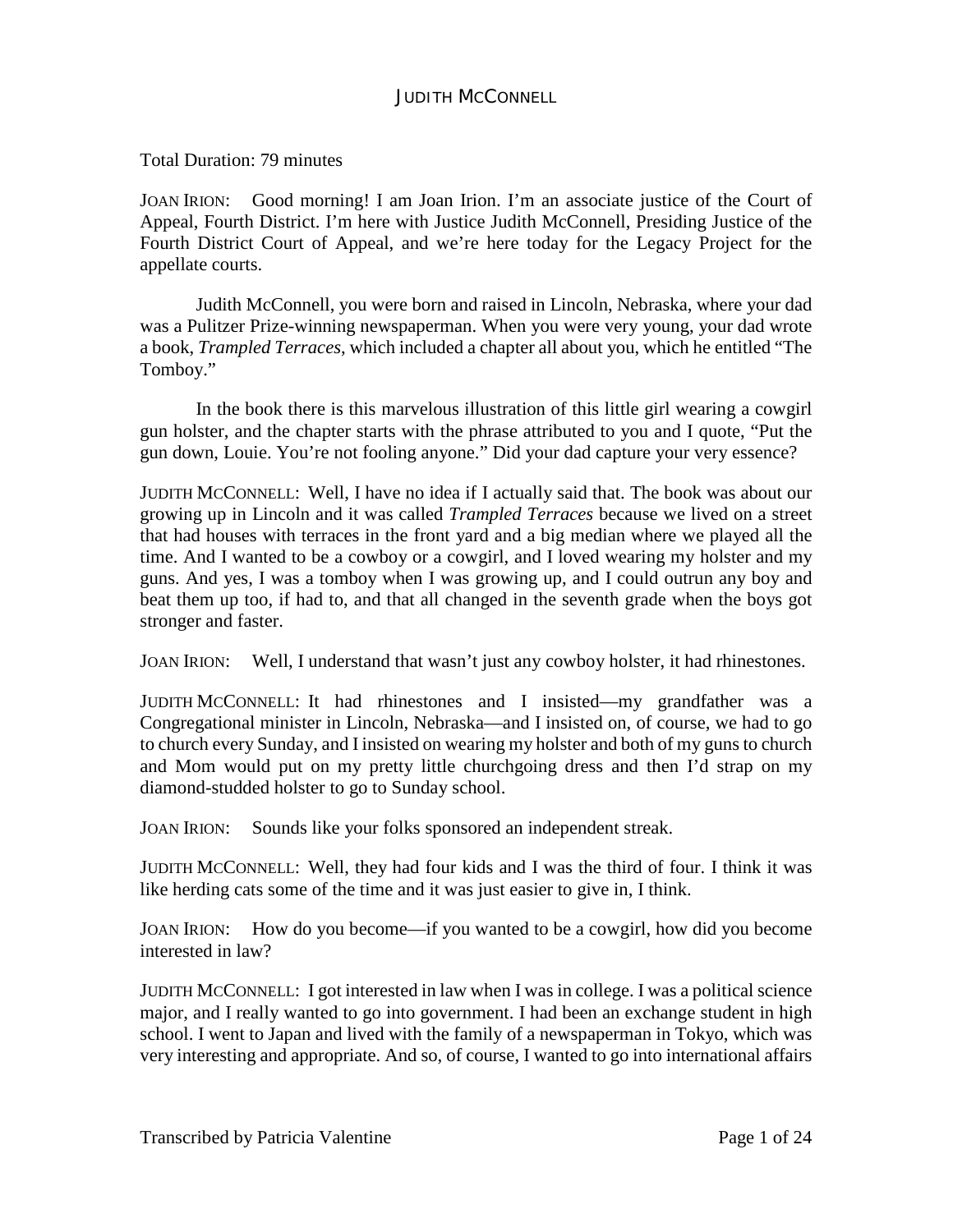# JUDITH MCCONNELL

Total Duration: 79 minutes

JOAN IRION: Good morning! I am Joan Irion. I'm an associate justice of the Court of Appeal, Fourth District. I'm here with Justice Judith McConnell, Presiding Justice of the Fourth District Court of Appeal, and we're here today for the Legacy Project for the appellate courts.

Judith McConnell, you were born and raised in Lincoln, Nebraska, where your dad was a Pulitzer Prize-winning newspaperman. When you were very young, your dad wrote a book, *Trampled Terraces*, which included a chapter all about you, which he entitled "The Tomboy."

In the book there is this marvelous illustration of this little girl wearing a cowgirl gun holster, and the chapter starts with the phrase attributed to you and I quote, "Put the gun down, Louie. You're not fooling anyone." Did your dad capture your very essence?

JUDITH MCCONNELL: Well, I have no idea if I actually said that. The book was about our growing up in Lincoln and it was called *Trampled Terraces* because we lived on a street that had houses with terraces in the front yard and a big median where we played all the time. And I wanted to be a cowboy or a cowgirl, and I loved wearing my holster and my guns. And yes, I was a tomboy when I was growing up, and I could outrun any boy and beat them up too, if had to, and that all changed in the seventh grade when the boys got stronger and faster.

JOAN IRION: Well, I understand that wasn't just any cowboy holster, it had rhinestones.

JUDITH MCCONNELL: It had rhinestones and I insisted—my grandfather was a Congregational minister in Lincoln, Nebraska—and I insisted on, of course, we had to go to church every Sunday, and I insisted on wearing my holster and both of my guns to church and Mom would put on my pretty little churchgoing dress and then I'd strap on my diamond-studded holster to go to Sunday school.

JOAN IRION: Sounds like your folks sponsored an independent streak.

JUDITH MCCONNELL: Well, they had four kids and I was the third of four. I think it was like herding cats some of the time and it was just easier to give in, I think.

JOAN IRION: How do you become—if you wanted to be a cowgirl, how did you become interested in law?

JUDITH MCCONNELL: I got interested in law when I was in college. I was a political science major, and I really wanted to go into government. I had been an exchange student in high school. I went to Japan and lived with the family of a newspaperman in Tokyo, which was very interesting and appropriate. And so, of course, I wanted to go into international affairs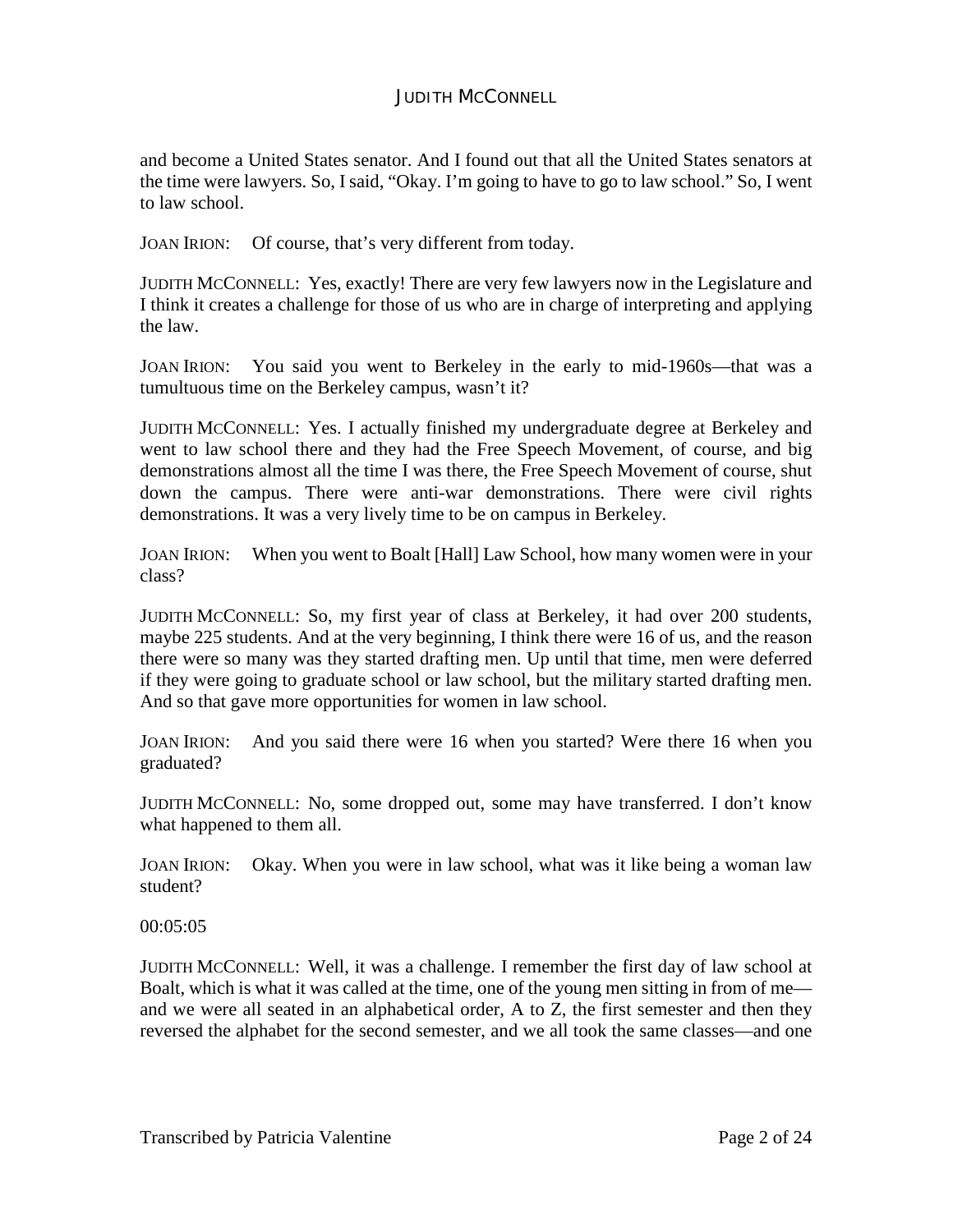and become a United States senator. And I found out that all the United States senators at the time were lawyers. So, I said, “Okay. I’m going to have to go to law school.” So, I went to law school.

JOAN IRION: Of course, that’s very different from today.

JUDITH MCCONNELL: Yes, exactly! There are very few lawyers now in the Legislature and I think it creates a challenge for those of us who are in charge of interpreting and applying the law.

JOAN IRION: You said you went to Berkeley in the early to mid-1960s—that was a tumultuous time on the Berkeley campus, wasn’t it?

JUDITH MCCONNELL: Yes. I actually finished my undergraduate degree at Berkeley and went to law school there and they had the Free Speech Movement, of course, and big demonstrations almost all the time I was there, the Free Speech Movement of course, shut down the campus. There were anti-war demonstrations. There were civil rights demonstrations. It was a very lively time to be on campus in Berkeley.

JOAN IRION: When you went to Boalt [Hall] Law School, how many women were in your class?

JUDITH MCCONNELL: So, my first year of class at Berkeley, it had over 200 students, maybe 225 students. And at the very beginning, I think there were 16 of us, and the reason there were so many was they started drafting men. Up until that time, men were deferred if they were going to graduate school or law school, but the military started drafting men. And so that gave more opportunities for women in law school.

JOAN IRION: And you said there were 16 when you started? Were there 16 when you graduated?

JUDITH MCCONNELL: No, some dropped out, some may have transferred. I don’t know what happened to them all.

JOAN IRION: Okay. When you were in law school, what was it like being a woman law student?

00:05:05

JUDITH MCCONNELL: Well, it was a challenge. I remember the first day of law school at Boalt, which is what it was called at the time, one of the young men sitting in from of me—and we were all seated in an alphabetical order, A to Z, the first semester and then they reversed the alphabet for the second semester, and we all took the same classes—and one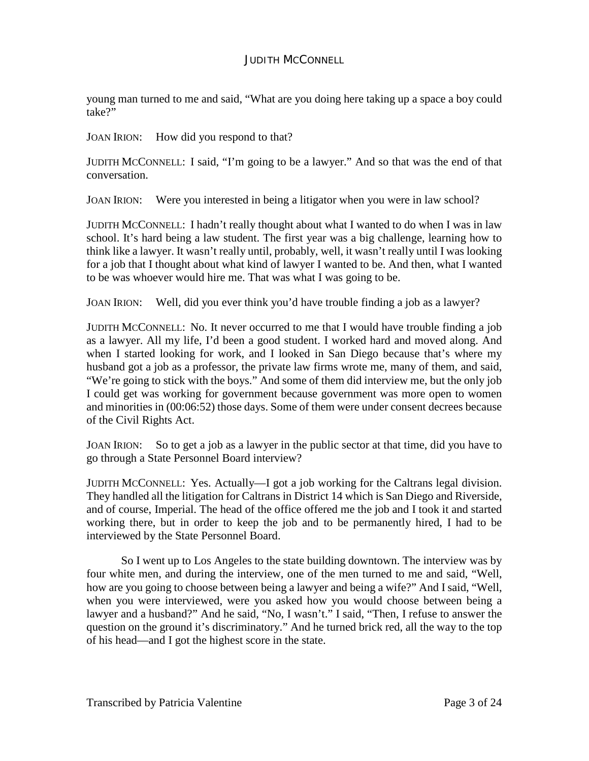young man turned to me and said, "What are you doing here taking up a space a boy could take?"

JOAN IRION: How did you respond to that?

JUDITH MCCONNELL: I said, "I'm going to be a lawyer." And so that was the end of that conversation.

JOAN IRION: Were you interested in being a litigator when you were in law school?

JUDITH MCCONNELL: I hadn't really thought about what I wanted to do when I was in law school. It's hard being a law student. The first year was a big challenge, learning how to think like a lawyer. It wasn't really until, probably, well, it wasn't really until I was looking for a job that I thought about what kind of lawyer I wanted to be. And then, what I wanted to be was whoever would hire me. That was what I was going to be.

JOAN IRION: Well, did you ever think you'd have trouble finding a job as a lawyer?

JUDITH MCCONNELL: No. It never occurred to me that I would have trouble finding a job as a lawyer. All my life, I'd been a good student. I worked hard and moved along. And when I started looking for work, and I looked in San Diego because that's where my husband got a job as a professor, the private law firms wrote me, many of them, and said, "We're going to stick with the boys." And some of them did interview me, but the only job I could get was working for government because government was more open to women and minorities in (00:06:52) those days. Some of them were under consent decrees because of the Civil Rights Act.

JOAN IRION: So to get a job as a lawyer in the public sector at that time, did you have to go through a State Personnel Board interview?

JUDITH MCCONNELL: Yes. Actually—I got a job working for the Caltrans legal division. They handled all the litigation for Caltrans in District 14 which is San Diego and Riverside, and of course, Imperial. The head of the office offered me the job and I took it and started working there, but in order to keep the job and to be permanently hired, I had to be interviewed by the State Personnel Board.

So I went up to Los Angeles to the state building downtown. The interview was by four white men, and during the interview, one of the men turned to me and said, "Well, how are you going to choose between being a lawyer and being a wife?" And I said, "Well, when you were interviewed, were you asked how you would choose between being a lawyer and a husband?" And he said, "No, I wasn't." I said, "Then, I refuse to answer the question on the ground it's discriminatory." And he turned brick red, all the way to the top of his head—and I got the highest score in the state.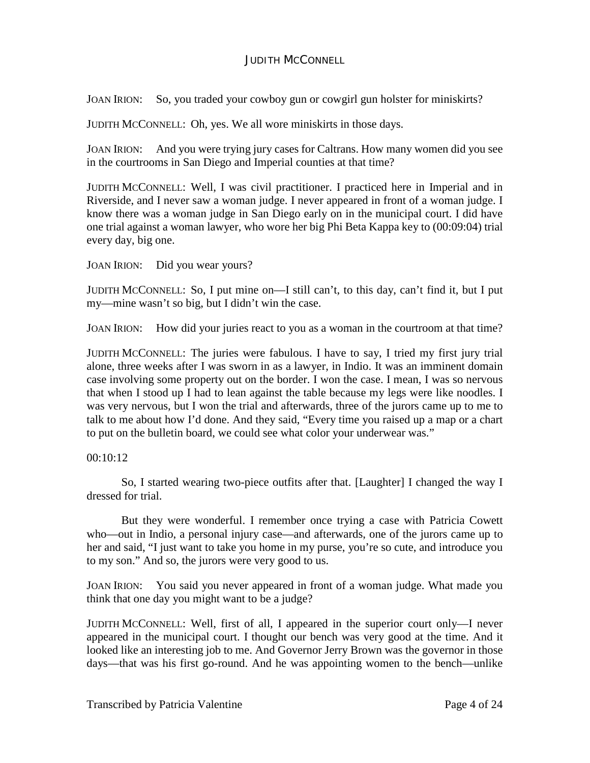JOAN IRION: So, you traded your cowboy gun or cowgirl gun holster for miniskirts?

JUDITH MCCONNELL: Oh, yes. We all wore miniskirts in those days.

JOAN IRION: And you were trying jury cases for Caltrans. How many women did you see in the courtrooms in San Diego and Imperial counties at that time?

JUDITH MCCONNELL: Well, I was civil practitioner. I practiced here in Imperial and in Riverside, and I never saw a woman judge. I never appeared in front of a woman judge. I know there was a woman judge in San Diego early on in the municipal court. I did have one trial against a woman lawyer, who wore her big Phi Beta Kappa key to (00:09:04) trial every day, big one.

JOAN IRION: Did you wear yours?

JUDITH MCCONNELL: So, I put mine on—I still can't, to this day, can't find it, but I put my—mine wasn't so big, but I didn't win the case.

JOAN IRION: How did your juries react to you as a woman in the courtroom at that time?

JUDITH MCCONNELL: The juries were fabulous. I have to say, I tried my first jury trial alone, three weeks after I was sworn in as a lawyer, in Indio. It was an imminent domain case involving some property out on the border. I won the case. I mean, I was so nervous that when I stood up I had to lean against the table because my legs were like noodles. I was very nervous, but I won the trial and afterwards, three of the jurors came up to me to talk to me about how I'd done. And they said, "Every time you raised up a map or a chart to put on the bulletin board, we could see what color your underwear was."

00:10:12

So, I started wearing two-piece outfits after that. [Laughter] I changed the way I dressed for trial.

But they were wonderful. I remember once trying a case with Patricia Cowett who—out in Indio, a personal injury case—and afterwards, one of the jurors came up to her and said, "I just want to take you home in my purse, you're so cute, and introduce you to my son." And so, the jurors were very good to us.

JOAN IRION: You said you never appeared in front of a woman judge. What made you think that one day you might want to be a judge?

JUDITH MCCONNELL: Well, first of all, I appeared in the superior court only—I never appeared in the municipal court. I thought our bench was very good at the time. And it looked like an interesting job to me. And Governor Jerry Brown was the governor in those days—that was his first go-round. And he was appointing women to the bench—unlike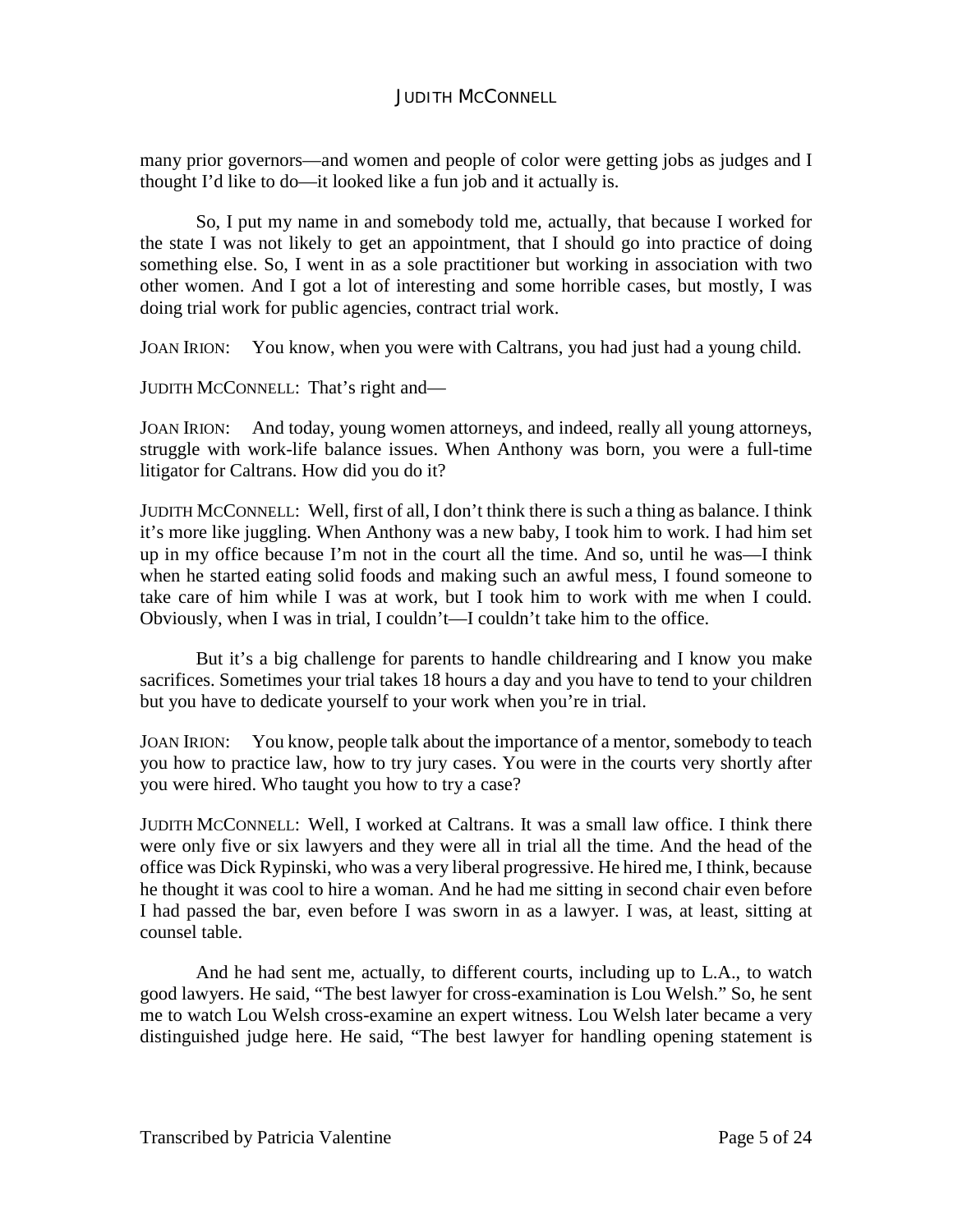many prior governors—and women and people of color were getting jobs as judges and I thought I'd like to do—it looked like a fun job and it actually is.

So, I put my name in and somebody told me, actually, that because I worked for the state I was not likely to get an appointment, that I should go into practice of doing something else. So, I went in as a sole practitioner but working in association with two other women. And I got a lot of interesting and some horrible cases, but mostly, I was doing trial work for public agencies, contract trial work.

JOAN IRION: You know, when you were with Caltrans, you had just had a young child.

JUDITH MCCONNELL: That's right and—

JOAN IRION: And today, young women attorneys, and indeed, really all young attorneys, struggle with work-life balance issues. When Anthony was born, you were a full-time litigator for Caltrans. How did you do it?

JUDITH MCCONNELL: Well, first of all, I don't think there is such a thing as balance. I think it's more like juggling. When Anthony was a new baby, I took him to work. I had him set up in my office because I'm not in the court all the time. And so, until he was—I think when he started eating solid foods and making such an awful mess, I found someone to take care of him while I was at work, but I took him to work with me when I could. Obviously, when I was in trial, I couldn't—I couldn't take him to the office.

But it's a big challenge for parents to handle childrearing and I know you make sacrifices. Sometimes your trial takes 18 hours a day and you have to tend to your children but you have to dedicate yourself to your work when you're in trial.

JOAN IRION: You know, people talk about the importance of a mentor, somebody to teach you how to practice law, how to try jury cases. You were in the courts very shortly after you were hired. Who taught you how to try a case?

JUDITH MCCONNELL: Well, I worked at Caltrans. It was a small law office. I think there were only five or six lawyers and they were all in trial all the time. And the head of the office was Dick Rypinski, who was a very liberal progressive. He hired me, I think, because he thought it was cool to hire a woman. And he had me sitting in second chair even before I had passed the bar, even before I was sworn in as a lawyer. I was, at least, sitting at counsel table.

And he had sent me, actually, to different courts, including up to L.A., to watch good lawyers. He said, "The best lawyer for cross-examination is Lou Welsh." So, he sent me to watch Lou Welsh cross-examine an expert witness. Lou Welsh later became a very distinguished judge here. He said, "The best lawyer for handling opening statement is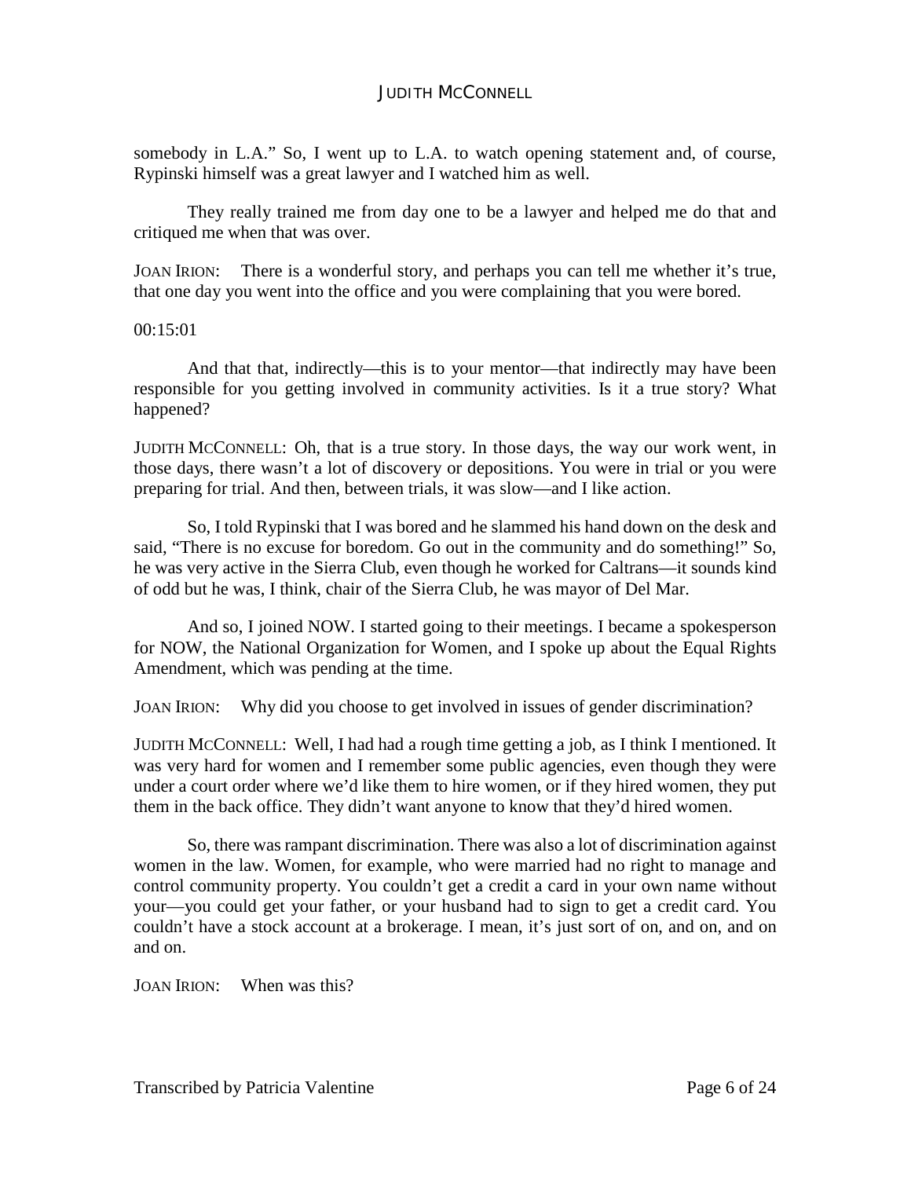somebody in L.A." So, I went up to L.A. to watch opening statement and, of course, Rypinski himself was a great lawyer and I watched him as well.

They really trained me from day one to be a lawyer and helped me do that and critiqued me when that was over.

JOAN IRION: There is a wonderful story, and perhaps you can tell me whether it's true, that one day you went into the office and you were complaining that you were bored.

00:15:01

And that that, indirectly—this is to your mentor—that indirectly may have been responsible for you getting involved in community activities. Is it a true story? What happened?

JUDITH MCCONNELL: Oh, that is a true story. In those days, the way our work went, in those days, there wasn't a lot of discovery or depositions. You were in trial or you were preparing for trial. And then, between trials, it was slow—and I like action.

So, I told Rypinski that I was bored and he slammed his hand down on the desk and said, "There is no excuse for boredom. Go out in the community and do something!" So, he was very active in the Sierra Club, even though he worked for Caltrans—it sounds kind of odd but he was, I think, chair of the Sierra Club, he was mayor of Del Mar.

And so, I joined NOW. I started going to their meetings. I became a spokesperson for NOW, the National Organization for Women, and I spoke up about the Equal Rights Amendment, which was pending at the time.

JOAN IRION: Why did you choose to get involved in issues of gender discrimination?

JUDITH MCCONNELL: Well, I had had a rough time getting a job, as I think I mentioned. It was very hard for women and I remember some public agencies, even though they were under a court order where we'd like them to hire women, or if they hired women, they put them in the back office. They didn't want anyone to know that they'd hired women.

So, there was rampant discrimination. There was also a lot of discrimination against women in the law. Women, for example, who were married had no right to manage and control community property. You couldn't get a credit a card in your own name without your—you could get your father, or your husband had to sign to get a credit card. You couldn't have a stock account at a brokerage. I mean, it's just sort of on, and on, and on and on.

JOAN IRION: When was this?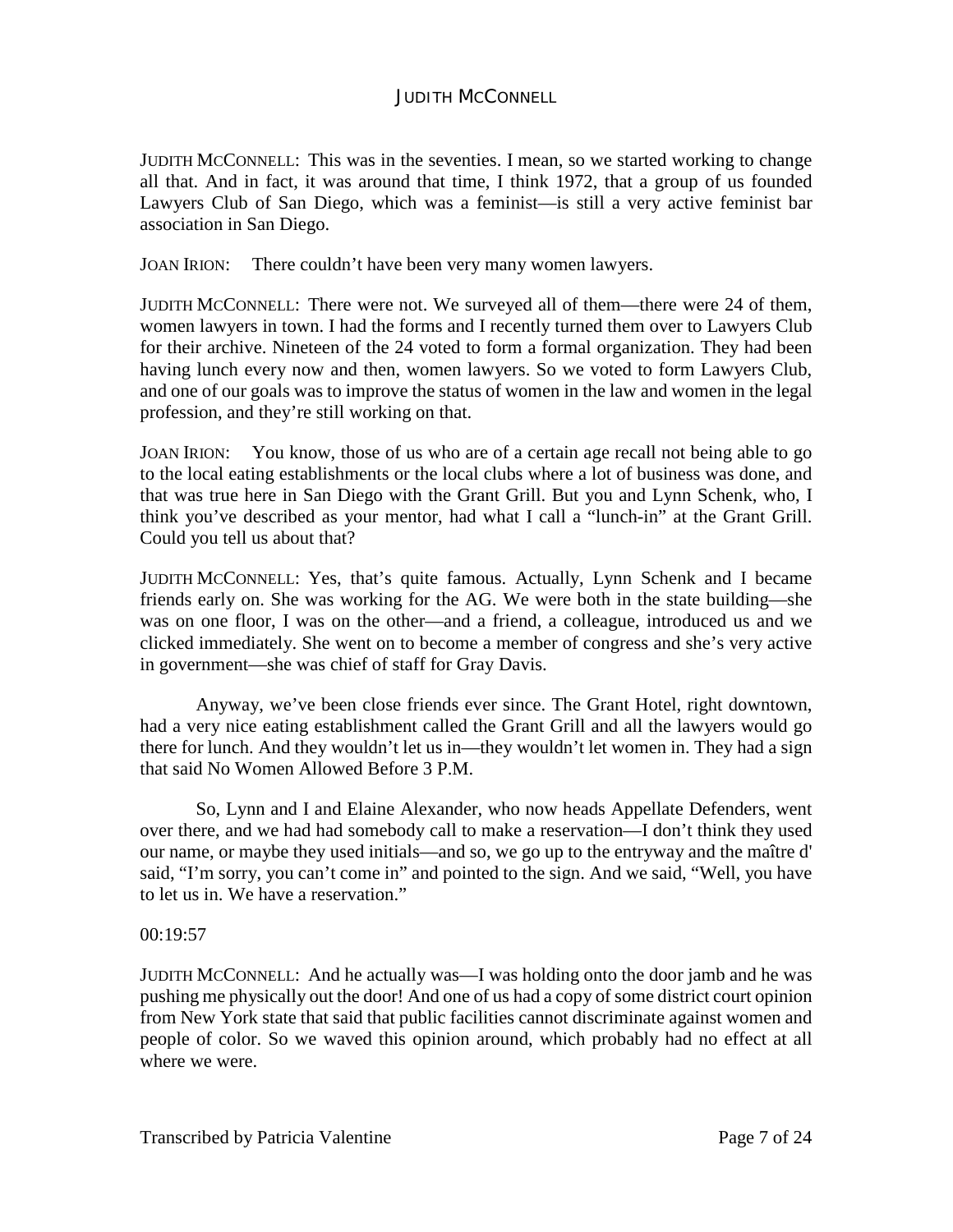JUDITH MCCONNELL: This was in the seventies. I mean, so we started working to change all that. And in fact, it was around that time, I think 1972, that a group of us founded Lawyers Club of San Diego, which was a feminist—is still a very active feminist bar association in San Diego.

JOAN IRION: There couldn't have been very many women lawyers.

JUDITH MCCONNELL: There were not. We surveyed all of them—there were 24 of them, women lawyers in town. I had the forms and I recently turned them over to Lawyers Club for their archive. Nineteen of the 24 voted to form a formal organization. They had been having lunch every now and then, women lawyers. So we voted to form Lawyers Club, and one of our goals was to improve the status of women in the law and women in the legal profession, and they're still working on that.

JOAN IRION: You know, those of us who are of a certain age recall not being able to go to the local eating establishments or the local clubs where a lot of business was done, and that was true here in San Diego with the Grant Grill. But you and Lynn Schenk, who, I think you've described as your mentor, had what I call a "lunch-in" at the Grant Grill. Could you tell us about that?

JUDITH MCCONNELL: Yes, that's quite famous. Actually, Lynn Schenk and I became friends early on. She was working for the AG. We were both in the state building—she was on one floor, I was on the other—and a friend, a colleague, introduced us and we clicked immediately. She went on to become a member of congress and she's very active in government—she was chief of staff for Gray Davis.

Anyway, we've been close friends ever since. The Grant Hotel, right downtown, had a very nice eating establishment called the Grant Grill and all the lawyers would go there for lunch. And they wouldn't let us in—they wouldn't let women in. They had a sign that said No Women Allowed Before 3 P.M.

So, Lynn and I and Elaine Alexander, who now heads Appellate Defenders, went over there, and we had had somebody call to make a reservation—I don't think they used our name, or maybe they used initials—and so, we go up to the entryway and the maître d' said, "I'm sorry, you can't come in" and pointed to the sign. And we said, "Well, you have to let us in. We have a reservation."

00:19:57

JUDITH MCCONNELL: And he actually was—I was holding onto the door jamb and he was pushing me physically out the door! And one of us had a copy of some district court opinion from New York state that said that public facilities cannot discriminate against women and people of color. So we waved this opinion around, which probably had no effect at all where we were.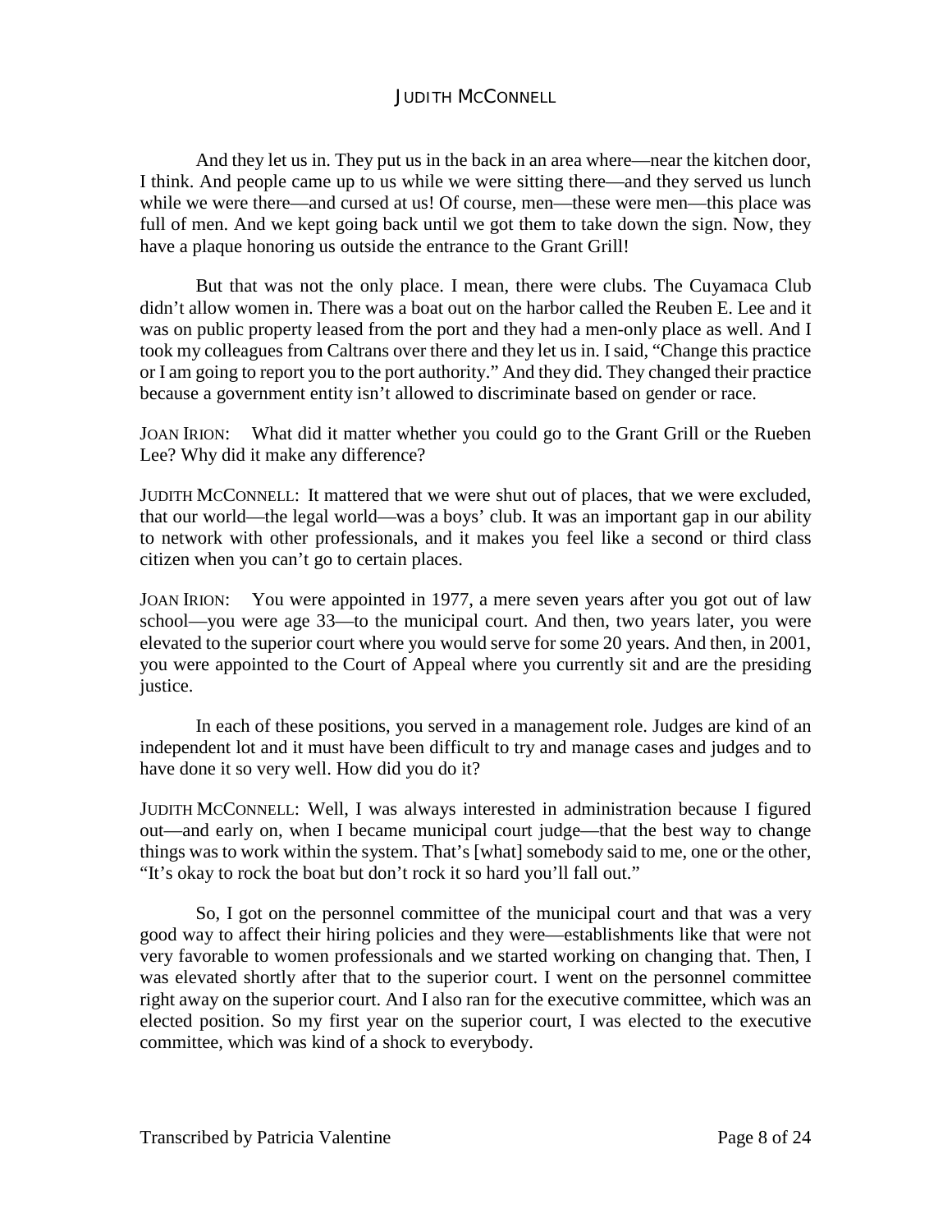And they let us in. They put us in the back in an area where—near the kitchen door, I think. And people came up to us while we were sitting there—and they served us lunch while we were there—and cursed at us! Of course, men—these were men—this place was full of men. And we kept going back until we got them to take down the sign. Now, they have a plaque honoring us outside the entrance to the Grant Grill!

But that was not the only place. I mean, there were clubs. The Cuyamaca Club didn't allow women in. There was a boat out on the harbor called the Reuben E. Lee and it was on public property leased from the port and they had a men-only place as well. And I took my colleagues from Caltrans over there and they let us in. I said, "Change this practice or I am going to report you to the port authority." And they did. They changed their practice because a government entity isn't allowed to discriminate based on gender or race.

JOAN IRION: What did it matter whether you could go to the Grant Grill or the Rueben Lee? Why did it make any difference?

JUDITH MCCONNELL: It mattered that we were shut out of places, that we were excluded, that our world—the legal world—was a boys' club. It was an important gap in our ability to network with other professionals, and it makes you feel like a second or third class citizen when you can't go to certain places.

JOAN IRION: You were appointed in 1977, a mere seven years after you got out of law school—you were age 33—to the municipal court. And then, two years later, you were elevated to the superior court where you would serve for some 20 years. And then, in 2001, you were appointed to the Court of Appeal where you currently sit and are the presiding justice.

In each of these positions, you served in a management role. Judges are kind of an independent lot and it must have been difficult to try and manage cases and judges and to have done it so very well. How did you do it?

JUDITH MCCONNELL: Well, I was always interested in administration because I figured out—and early on, when I became municipal court judge—that the best way to change things was to work within the system. That's [what] somebody said to me, one or the other, "It's okay to rock the boat but don't rock it so hard you'll fall out."

So, I got on the personnel committee of the municipal court and that was a very good way to affect their hiring policies and they were—establishments like that were not very favorable to women professionals and we started working on changing that. Then, I was elevated shortly after that to the superior court. I went on the personnel committee right away on the superior court. And I also ran for the executive committee, which was an elected position. So my first year on the superior court, I was elected to the executive committee, which was kind of a shock to everybody.

Transcribed by Patricia Valentine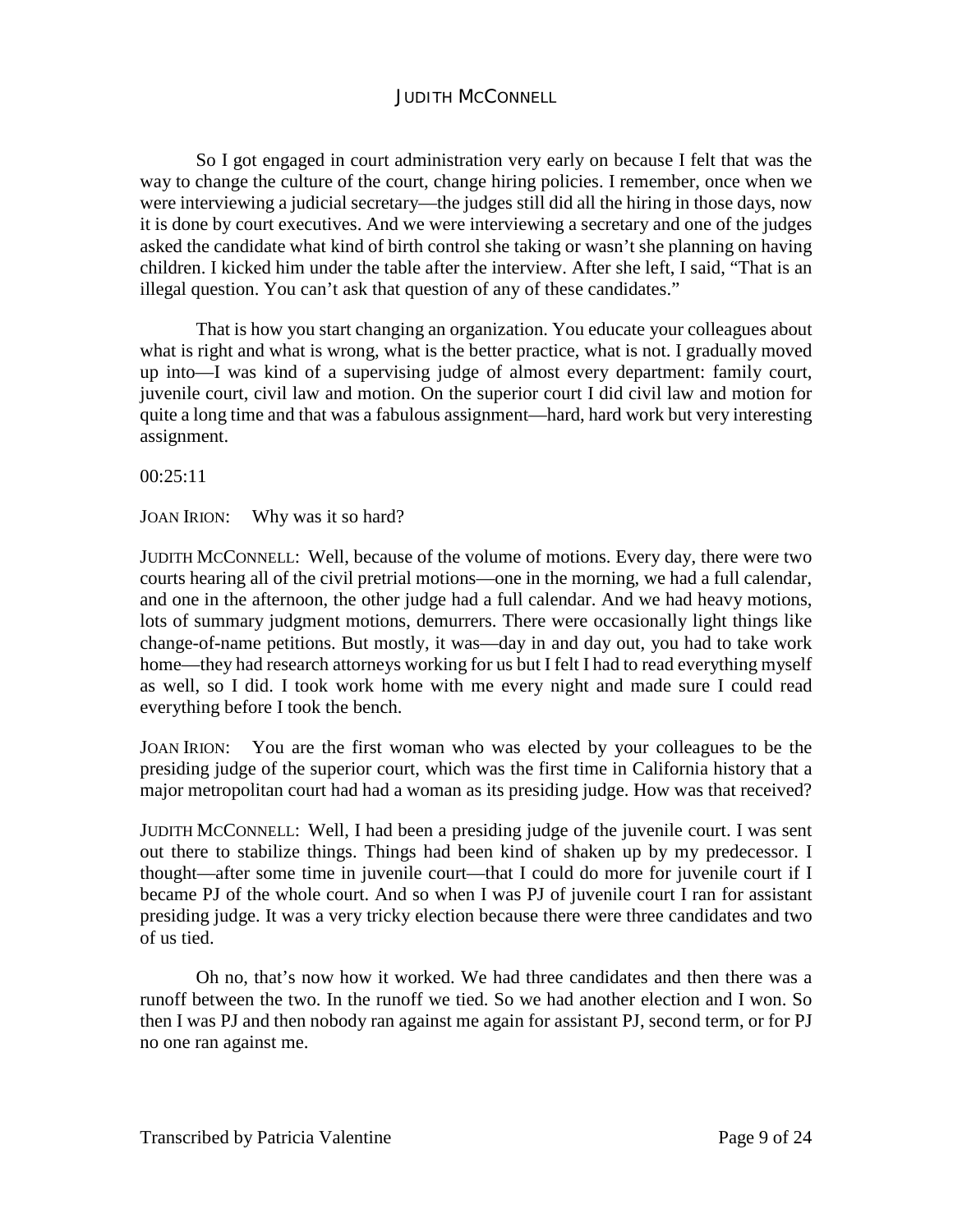So I got engaged in court administration very early on because I felt that was the way to change the culture of the court, change hiring policies. I remember, once when we were interviewing a judicial secretary—the judges still did all the hiring in those days, now it is done by court executives. And we were interviewing a secretary and one of the judges asked the candidate what kind of birth control she taking or wasn't she planning on having children. I kicked him under the table after the interview. After she left, I said, "That is an illegal question. You can't ask that question of any of these candidates."

That is how you start changing an organization. You educate your colleagues about what is right and what is wrong, what is the better practice, what is not. I gradually moved up into—I was kind of a supervising judge of almost every department: family court, juvenile court, civil law and motion. On the superior court I did civil law and motion for quite a long time and that was a fabulous assignment—hard, hard work but very interesting assignment.

00:25:11

JOAN IRION: Why was it so hard?

JUDITH MCCONNELL: Well, because of the volume of motions. Every day, there were two courts hearing all of the civil pretrial motions—one in the morning, we had a full calendar, and one in the afternoon, the other judge had a full calendar. And we had heavy motions, lots of summary judgment motions, demurrers. There were occasionally light things like change-of-name petitions. But mostly, it was—day in and day out, you had to take work home—they had research attorneys working for us but I felt I had to read everything myself as well, so I did. I took work home with me every night and made sure I could read everything before I took the bench.

JOAN IRION: You are the first woman who was elected by your colleagues to be the presiding judge of the superior court, which was the first time in California history that a major metropolitan court had had a woman as its presiding judge. How was that received?

JUDITH MCCONNELL: Well, I had been a presiding judge of the juvenile court. I was sent out there to stabilize things. Things had been kind of shaken up by my predecessor. I thought—after some time in juvenile court—that I could do more for juvenile court if I became PJ of the whole court. And so when I was PJ of juvenile court I ran for assistant presiding judge. It was a very tricky election because there were three candidates and two of us tied.

Oh no, that's now how it worked. We had three candidates and then there was a runoff between the two. In the runoff we tied. So we had another election and I won. So then I was PJ and then nobody ran against me again for assistant PJ, second term, or for PJ no one ran against me.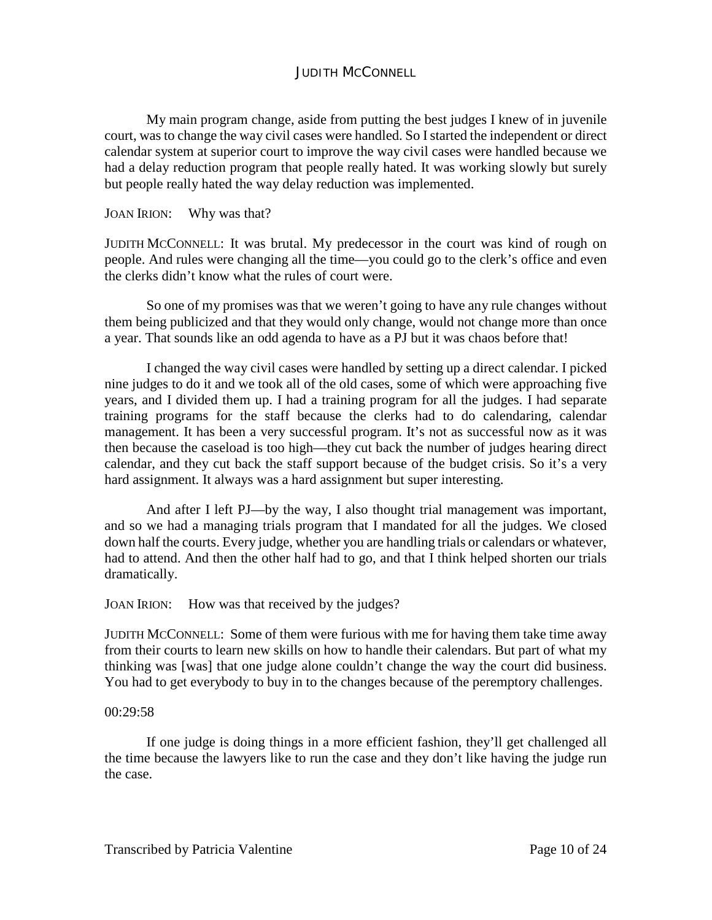My main program change, aside from putting the best judges I knew of in juvenile court, was to change the way civil cases were handled. So I started the independent or direct calendar system at superior court to improve the way civil cases were handled because we had a delay reduction program that people really hated. It was working slowly but surely but people really hated the way delay reduction was implemented.

JOAN IRION: Why was that?

JUDITH MCCONNELL: It was brutal. My predecessor in the court was kind of rough on people. And rules were changing all the time—you could go to the clerk's office and even the clerks didn't know what the rules of court were.

So one of my promises was that we weren't going to have any rule changes without them being publicized and that they would only change, would not change more than once a year. That sounds like an odd agenda to have as a PJ but it was chaos before that!

I changed the way civil cases were handled by setting up a direct calendar. I picked nine judges to do it and we took all of the old cases, some of which were approaching five years, and I divided them up. I had a training program for all the judges. I had separate training programs for the staff because the clerks had to do calendaring, calendar management. It has been a very successful program. It's not as successful now as it was then because the caseload is too high—they cut back the number of judges hearing direct calendar, and they cut back the staff support because of the budget crisis. So it's a very hard assignment. It always was a hard assignment but super interesting.

And after I left PJ—by the way, I also thought trial management was important, and so we had a managing trials program that I mandated for all the judges. We closed down half the courts. Every judge, whether you are handling trials or calendars or whatever, had to attend. And then the other half had to go, and that I think helped shorten our trials dramatically.

JOAN IRION: How was that received by the judges?

JUDITH MCCONNELL: Some of them were furious with me for having them take time away from their courts to learn new skills on how to handle their calendars. But part of what my thinking was [was] that one judge alone couldn't change the way the court did business. You had to get everybody to buy in to the changes because of the peremptory challenges.

00:29:58

If one judge is doing things in a more efficient fashion, they'll get challenged all the time because the lawyers like to run the case and they don't like having the judge run the case.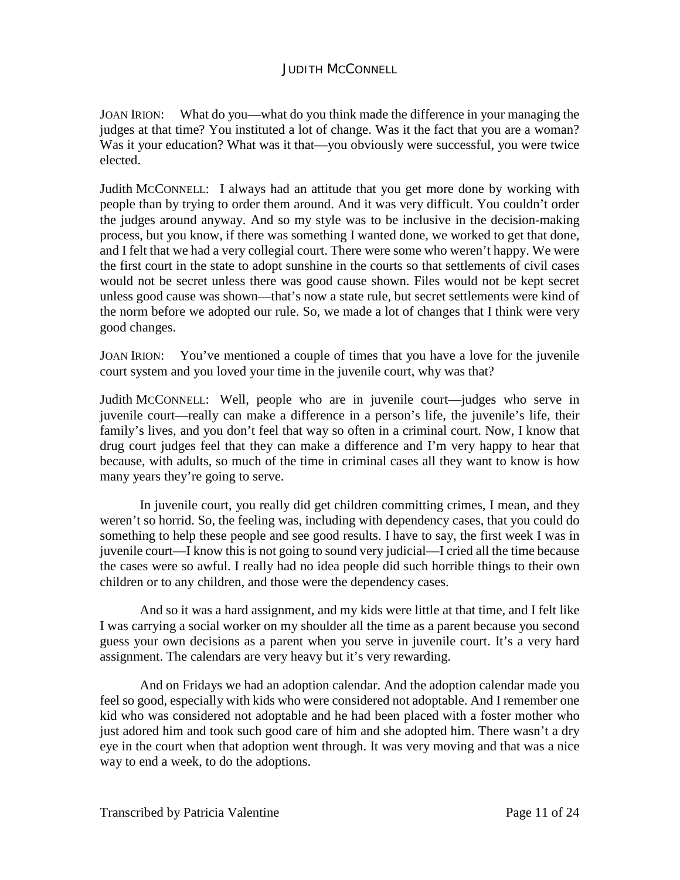JOAN IRION: What do you—what do you think made the difference in your managing the judges at that time? You instituted a lot of change. Was it the fact that you are a woman? Was it your education? What was it that—you obviously were successful, you were twice elected.

Judith MCCONNELL: I always had an attitude that you get more done by working with people than by trying to order them around. And it was very difficult. You couldn't order the judges around anyway. And so my style was to be inclusive in the decision-making process, but you know, if there was something I wanted done, we worked to get that done, and I felt that we had a very collegial court. There were some who weren't happy. We were the first court in the state to adopt sunshine in the courts so that settlements of civil cases would not be secret unless there was good cause shown. Files would not be kept secret unless good cause was shown—that's now a state rule, but secret settlements were kind of the norm before we adopted our rule. So, we made a lot of changes that I think were very good changes.

JOAN IRION: You've mentioned a couple of times that you have a love for the juvenile court system and you loved your time in the juvenile court, why was that?

Judith MCCONNELL: Well, people who are in juvenile court—judges who serve in juvenile court—really can make a difference in a person's life, the juvenile's life, their family's lives, and you don't feel that way so often in a criminal court. Now, I know that drug court judges feel that they can make a difference and I'm very happy to hear that because, with adults, so much of the time in criminal cases all they want to know is how many years they're going to serve.

In juvenile court, you really did get children committing crimes, I mean, and they weren't so horrid. So, the feeling was, including with dependency cases, that you could do something to help these people and see good results. I have to say, the first week I was in juvenile court—I know this is not going to sound very judicial—I cried all the time because the cases were so awful. I really had no idea people did such horrible things to their own children or to any children, and those were the dependency cases.

And so it was a hard assignment, and my kids were little at that time, and I felt like I was carrying a social worker on my shoulder all the time as a parent because you second guess your own decisions as a parent when you serve in juvenile court. It's a very hard assignment. The calendars are very heavy but it's very rewarding.

And on Fridays we had an adoption calendar. And the adoption calendar made you feel so good, especially with kids who were considered not adoptable. And I remember one kid who was considered not adoptable and he had been placed with a foster mother who just adored him and took such good care of him and she adopted him. There wasn't a dry eye in the court when that adoption went through. It was very moving and that was a nice way to end a week, to do the adoptions.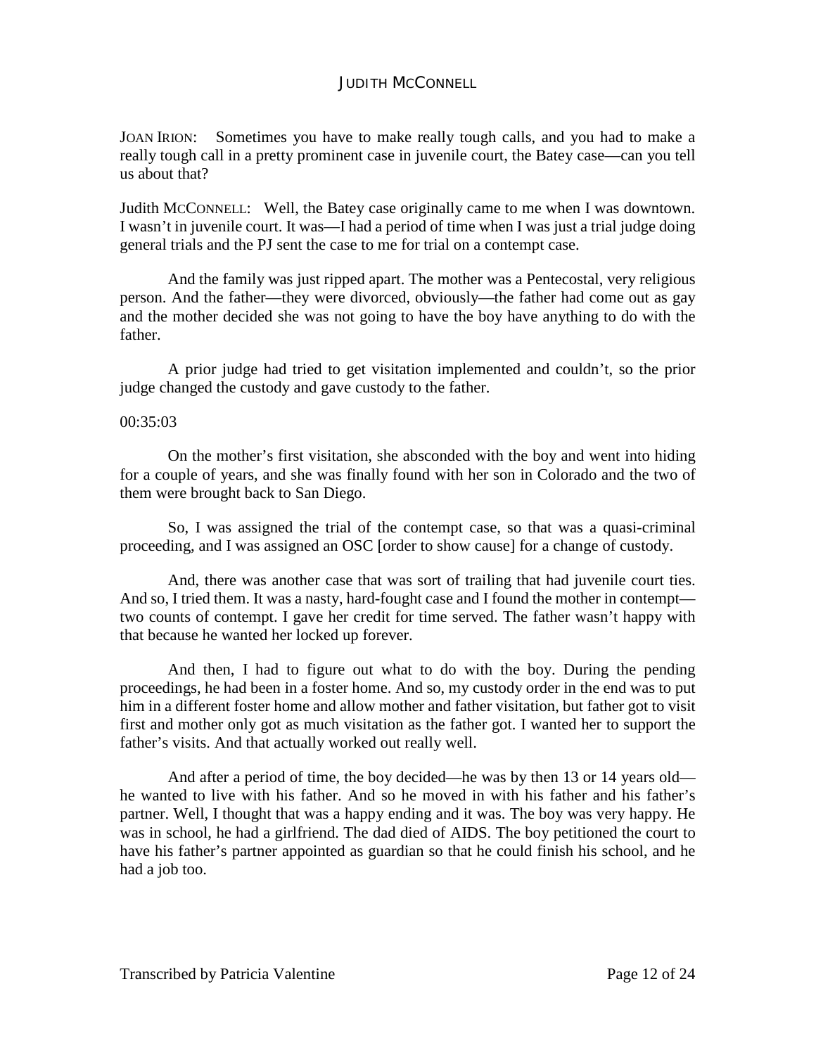JOAN IRION: Sometimes you have to make really tough calls, and you had to make a really tough call in a pretty prominent case in juvenile court, the Batey case—can you tell us about that?

Judith MCCONNELL: Well, the Batey case originally came to me when I was downtown. I wasn't in juvenile court. It was—I had a period of time when I was just a trial judge doing general trials and the PJ sent the case to me for trial on a contempt case.

And the family was just ripped apart. The mother was a Pentecostal, very religious person. And the father—they were divorced, obviously—the father had come out as gay and the mother decided she was not going to have the boy have anything to do with the father.

A prior judge had tried to get visitation implemented and couldn't, so the prior judge changed the custody and gave custody to the father.

00:35:03

On the mother's first visitation, she absconded with the boy and went into hiding for a couple of years, and she was finally found with her son in Colorado and the two of them were brought back to San Diego.

So, I was assigned the trial of the contempt case, so that was a quasi-criminal proceeding, and I was assigned an OSC [order to show cause] for a change of custody.

And, there was another case that was sort of trailing that had juvenile court ties. And so, I tried them. It was a nasty, hard-fought case and I found the mother in contempt—two counts of contempt. I gave her credit for time served. The father wasn't happy with that because he wanted her locked up forever.

And then, I had to figure out what to do with the boy. During the pending proceedings, he had been in a foster home. And so, my custody order in the end was to put him in a different foster home and allow mother and father visitation, but father got to visit first and mother only got as much visitation as the father got. I wanted her to support the father's visits. And that actually worked out really well.

And after a period of time, the boy decided—he was by then 13 or 14 years old—he wanted to live with his father. And so he moved in with his father and his father's partner. Well, I thought that was a happy ending and it was. The boy was very happy. He was in school, he had a girlfriend. The dad died of AIDS. The boy petitioned the court to have his father's partner appointed as guardian so that he could finish his school, and he had a job too.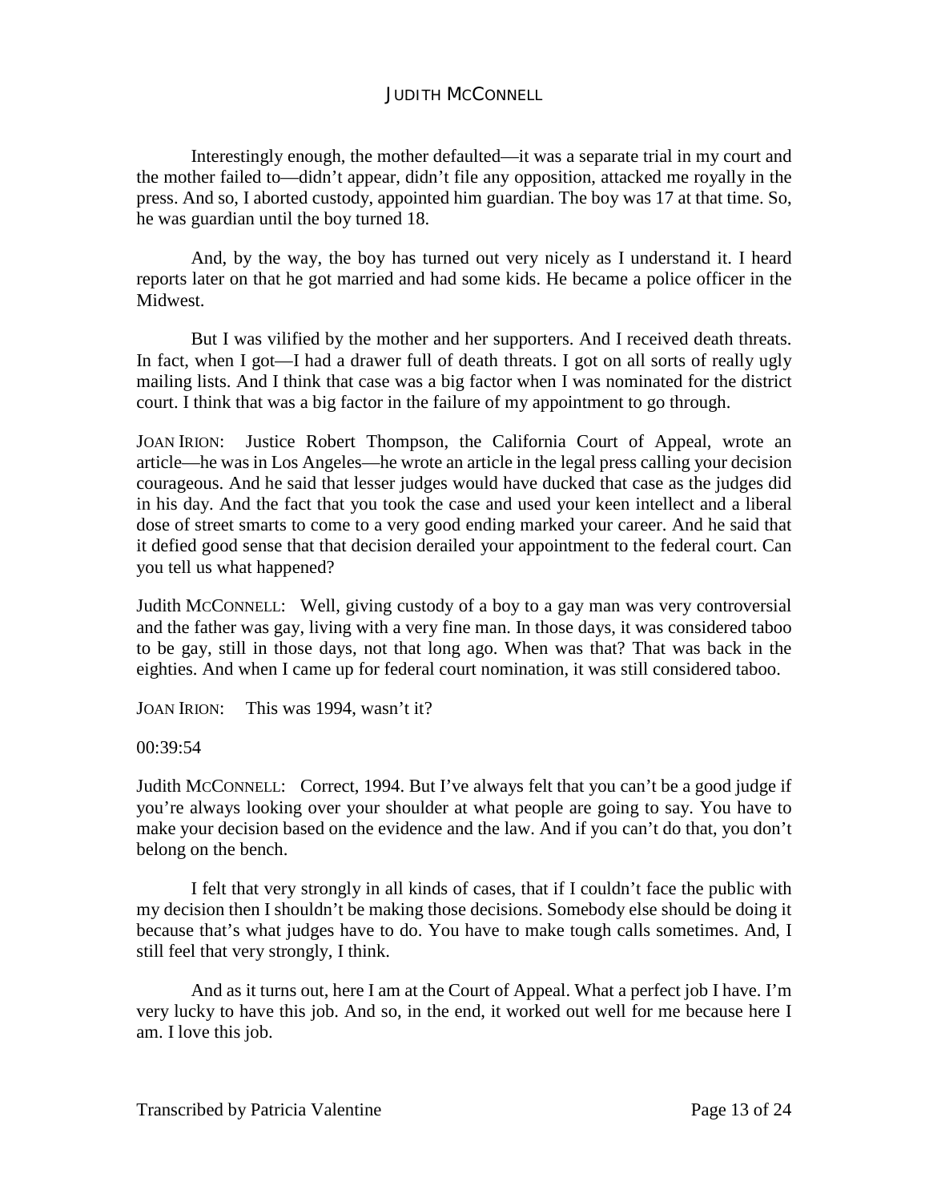Interestingly enough, the mother defaulted—it was a separate trial in my court and the mother failed to—didn't appear, didn't file any opposition, attacked me royally in the press. And so, I aborted custody, appointed him guardian. The boy was 17 at that time. So, he was guardian until the boy turned 18.

And, by the way, the boy has turned out very nicely as I understand it. I heard reports later on that he got married and had some kids. He became a police officer in the Midwest.

But I was vilified by the mother and her supporters. And I received death threats. In fact, when I got—I had a drawer full of death threats. I got on all sorts of really ugly mailing lists. And I think that case was a big factor when I was nominated for the district court. I think that was a big factor in the failure of my appointment to go through.

JOAN IRION: Justice Robert Thompson, the California Court of Appeal, wrote an article—he was in Los Angeles—he wrote an article in the legal press calling your decision courageous. And he said that lesser judges would have ducked that case as the judges did in his day. And the fact that you took the case and used your keen intellect and a liberal dose of street smarts to come to a very good ending marked your career. And he said that it defied good sense that that decision derailed your appointment to the federal court. Can you tell us what happened?

Judith MCCONNELL: Well, giving custody of a boy to a gay man was very controversial and the father was gay, living with a very fine man. In those days, it was considered taboo to be gay, still in those days, not that long ago. When was that? That was back in the eighties. And when I came up for federal court nomination, it was still considered taboo.

JOAN IRION: This was 1994, wasn't it?

00:39:54

Judith MCCONNELL: Correct, 1994. But I've always felt that you can't be a good judge if you're always looking over your shoulder at what people are going to say. You have to make your decision based on the evidence and the law. And if you can't do that, you don't belong on the bench.

I felt that very strongly in all kinds of cases, that if I couldn't face the public with my decision then I shouldn't be making those decisions. Somebody else should be doing it because that's what judges have to do. You have to make tough calls sometimes. And, I still feel that very strongly, I think.

And as it turns out, here I am at the Court of Appeal. What a perfect job I have. I'm very lucky to have this job. And so, in the end, it worked out well for me because here I am. I love this job.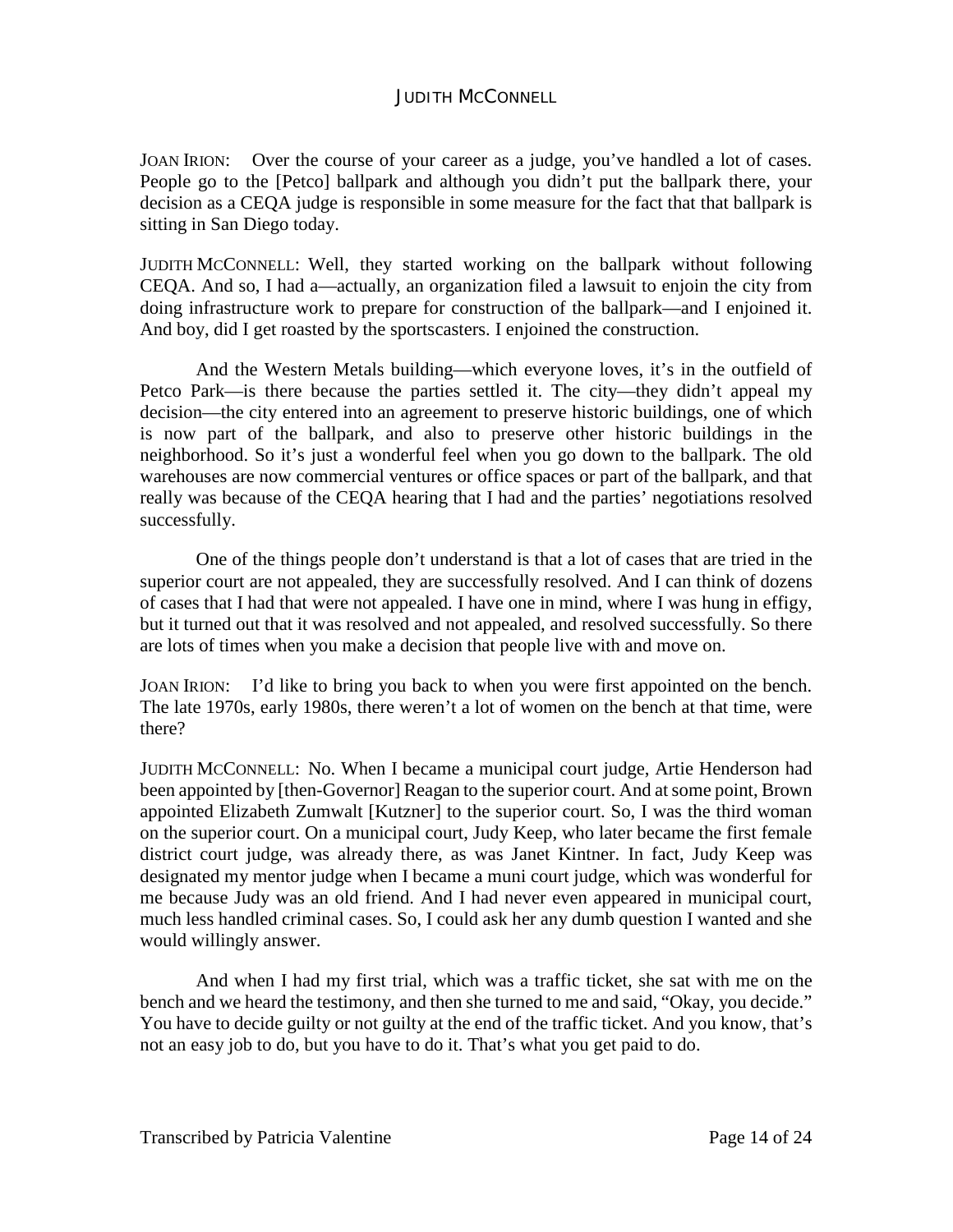JOAN IRION: Over the course of your career as a judge, you've handled a lot of cases. People go to the [Petco] ballpark and although you didn't put the ballpark there, your decision as a CEQA judge is responsible in some measure for the fact that that ballpark is sitting in San Diego today.

JUDITH MCCONNELL: Well, they started working on the ballpark without following CEQA. And so, I had a—actually, an organization filed a lawsuit to enjoin the city from doing infrastructure work to prepare for construction of the ballpark—and I enjoined it. And boy, did I get roasted by the sportscasters. I enjoined the construction.

And the Western Metals building—which everyone loves, it's in the outfield of Petco Park—is there because the parties settled it. The city—they didn't appeal my decision—the city entered into an agreement to preserve historic buildings, one of which is now part of the ballpark, and also to preserve other historic buildings in the neighborhood. So it's just a wonderful feel when you go down to the ballpark. The old warehouses are now commercial ventures or office spaces or part of the ballpark, and that really was because of the CEQA hearing that I had and the parties' negotiations resolved successfully.

One of the things people don't understand is that a lot of cases that are tried in the superior court are not appealed, they are successfully resolved. And I can think of dozens of cases that I had that were not appealed. I have one in mind, where I was hung in effigy, but it turned out that it was resolved and not appealed, and resolved successfully. So there are lots of times when you make a decision that people live with and move on.

JOAN IRION: I'd like to bring you back to when you were first appointed on the bench. The late 1970s, early 1980s, there weren't a lot of women on the bench at that time, were there?

JUDITH MCCONNELL: No. When I became a municipal court judge, Artie Henderson had been appointed by [then-Governor] Reagan to the superior court. And at some point, Brown appointed Elizabeth Zumwalt [Kutzner] to the superior court. So, I was the third woman on the superior court. On a municipal court, Judy Keep, who later became the first female district court judge, was already there, as was Janet Kintner. In fact, Judy Keep was designated my mentor judge when I became a muni court judge, which was wonderful for me because Judy was an old friend. And I had never even appeared in municipal court, much less handled criminal cases. So, I could ask her any dumb question I wanted and she would willingly answer.

And when I had my first trial, which was a traffic ticket, she sat with me on the bench and we heard the testimony, and then she turned to me and said, "Okay, you decide." You have to decide guilty or not guilty at the end of the traffic ticket. And you know, that's not an easy job to do, but you have to do it. That's what you get paid to do.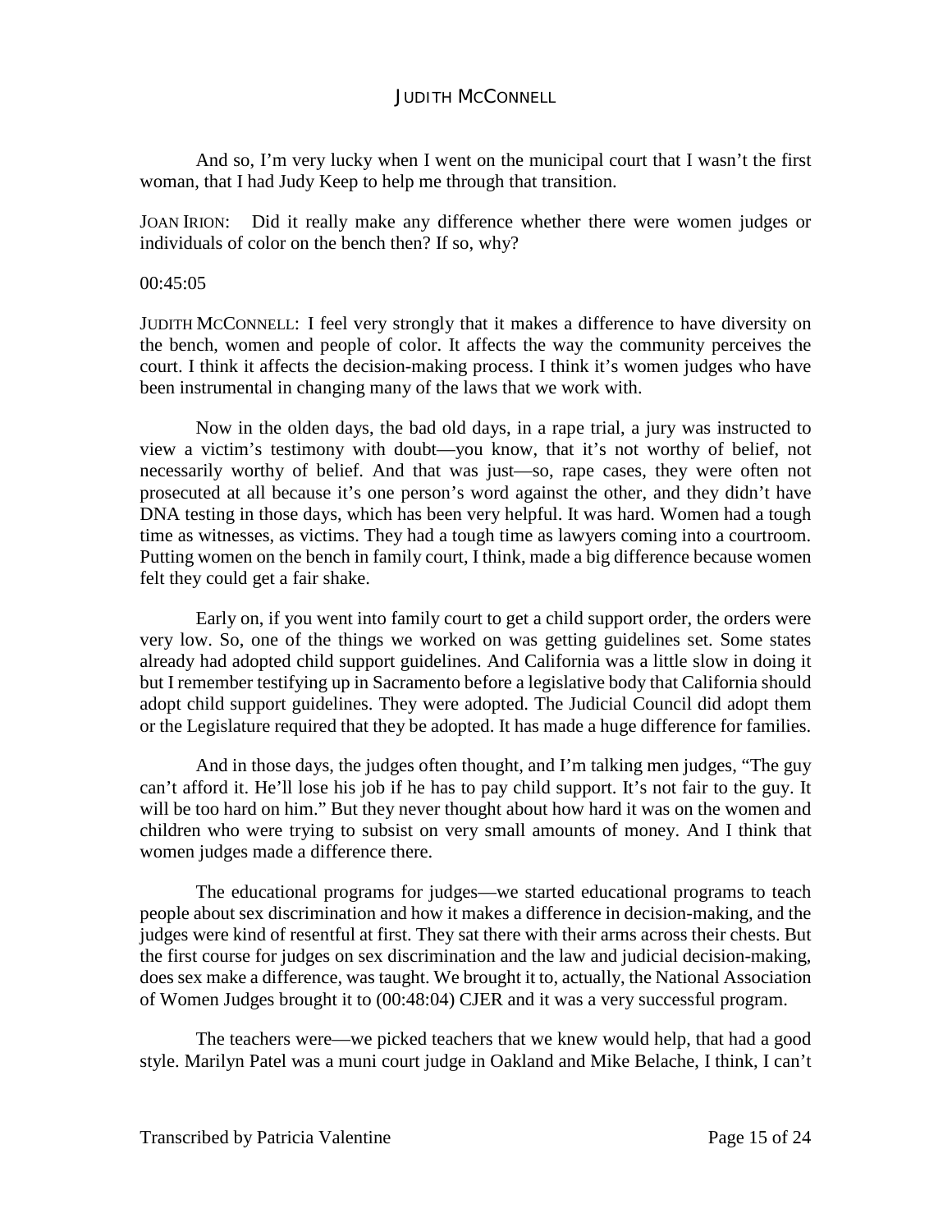And so, I'm very lucky when I went on the municipal court that I wasn't the first woman, that I had Judy Keep to help me through that transition.

JOAN IRION: Did it really make any difference whether there were women judges or individuals of color on the bench then? If so, why?

00:45:05

JUDITH MCCONNELL: I feel very strongly that it makes a difference to have diversity on the bench, women and people of color. It affects the way the community perceives the court. I think it affects the decision-making process. I think it's women judges who have been instrumental in changing many of the laws that we work with.

Now in the olden days, the bad old days, in a rape trial, a jury was instructed to view a victim's testimony with doubt—you know, that it's not worthy of belief, not necessarily worthy of belief. And that was just—so, rape cases, they were often not prosecuted at all because it's one person's word against the other, and they didn't have DNA testing in those days, which has been very helpful. It was hard. Women had a tough time as witnesses, as victims. They had a tough time as lawyers coming into a courtroom. Putting women on the bench in family court, I think, made a big difference because women felt they could get a fair shake.

Early on, if you went into family court to get a child support order, the orders were very low. So, one of the things we worked on was getting guidelines set. Some states already had adopted child support guidelines. And California was a little slow in doing it but I remember testifying up in Sacramento before a legislative body that California should adopt child support guidelines. They were adopted. The Judicial Council did adopt them or the Legislature required that they be adopted. It has made a huge difference for families.

And in those days, the judges often thought, and I'm talking men judges, "The guy can't afford it. He'll lose his job if he has to pay child support. It's not fair to the guy. It will be too hard on him." But they never thought about how hard it was on the women and children who were trying to subsist on very small amounts of money. And I think that women judges made a difference there.

The educational programs for judges—we started educational programs to teach people about sex discrimination and how it makes a difference in decision-making, and the judges were kind of resentful at first. They sat there with their arms across their chests. But the first course for judges on sex discrimination and the law and judicial decision-making, does sex make a difference, was taught. We brought it to, actually, the National Association of Women Judges brought it to (00:48:04) CJER and it was a very successful program.

The teachers were—we picked teachers that we knew would help, that had a good style. Marilyn Patel was a muni court judge in Oakland and Mike Belache, I think, I can't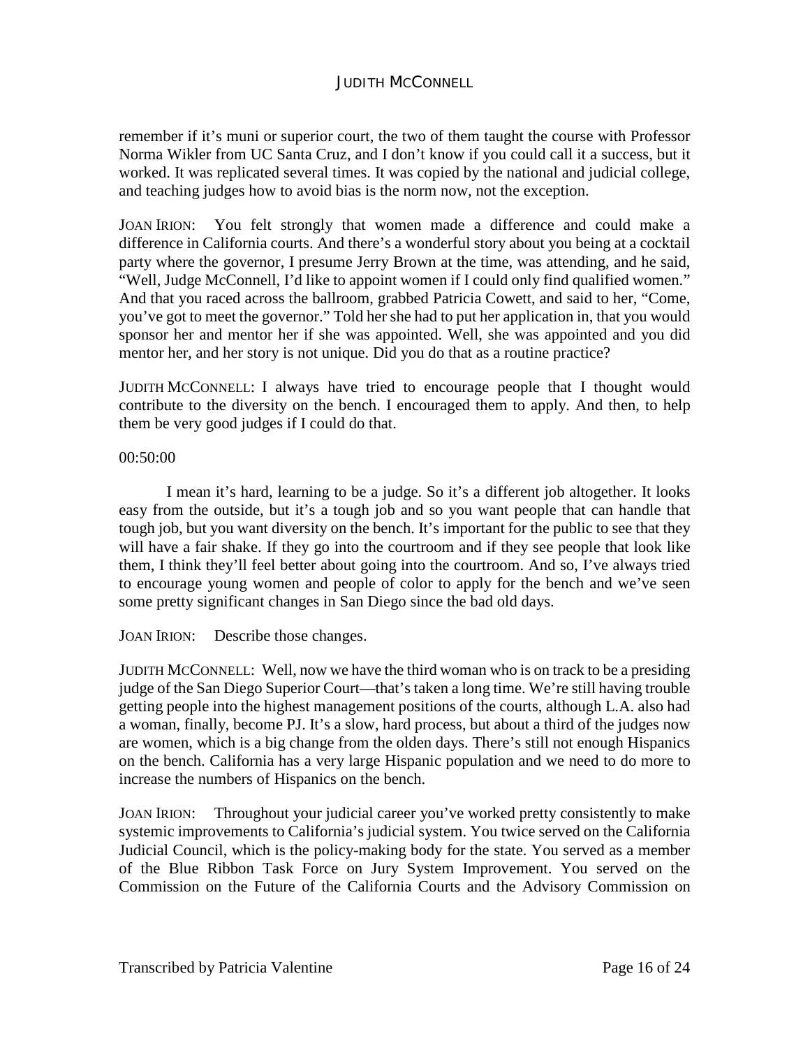remember if it's muni or superior court, the two of them taught the course with Professor Norma Wikler from UC Santa Cruz, and I don't know if you could call it a success, but it worked. It was replicated several times. It was copied by the national and judicial college, and teaching judges how to avoid bias is the norm now, not the exception.

JOAN IRION: You felt strongly that women made a difference and could make a difference in California courts. And there's a wonderful story about you being at a cocktail party where the governor, I presume Jerry Brown at the time, was attending, and he said, "Well, Judge McConnell, I'd like to appoint women if I could only find qualified women." And that you raced across the ballroom, grabbed Patricia Cowett, and said to her, "Come, you've got to meet the governor." Told her she had to put her application in, that you would sponsor her and mentor her if she was appointed. Well, she was appointed and you did mentor her, and her story is not unique. Did you do that as a routine practice?

JUDITH MCCONNELL: I always have tried to encourage people that I thought would contribute to the diversity on the bench. I encouraged them to apply. And then, to help them be very good judges if I could do that.

00:50:00

I mean it's hard, learning to be a judge. So it's a different job altogether. It looks easy from the outside, but it's a tough job and so you want people that can handle that tough job, but you want diversity on the bench. It's important for the public to see that they will have a fair shake. If they go into the courtroom and if they see people that look like them, I think they'll feel better about going into the courtroom. And so, I've always tried to encourage young women and people of color to apply for the bench and we've seen some pretty significant changes in San Diego since the bad old days.

JOAN IRION: Describe those changes.

JUDITH MCCONNELL: Well, now we have the third woman who is on track to be a presiding judge of the San Diego Superior Court—that's taken a long time. We're still having trouble getting people into the highest management positions of the courts, although L.A. also had a woman, finally, become PJ. It's a slow, hard process, but about a third of the judges now are women, which is a big change from the olden days. There's still not enough Hispanics on the bench. California has a very large Hispanic population and we need to do more to increase the numbers of Hispanics on the bench.

JOAN IRION: Throughout your judicial career you've worked pretty consistently to make systemic improvements to California's judicial system. You twice served on the California Judicial Council, which is the policy-making body for the state. You served as a member of the Blue Ribbon Task Force on Jury System Improvement. You served on the Commission on the Future of the California Courts and the Advisory Commission on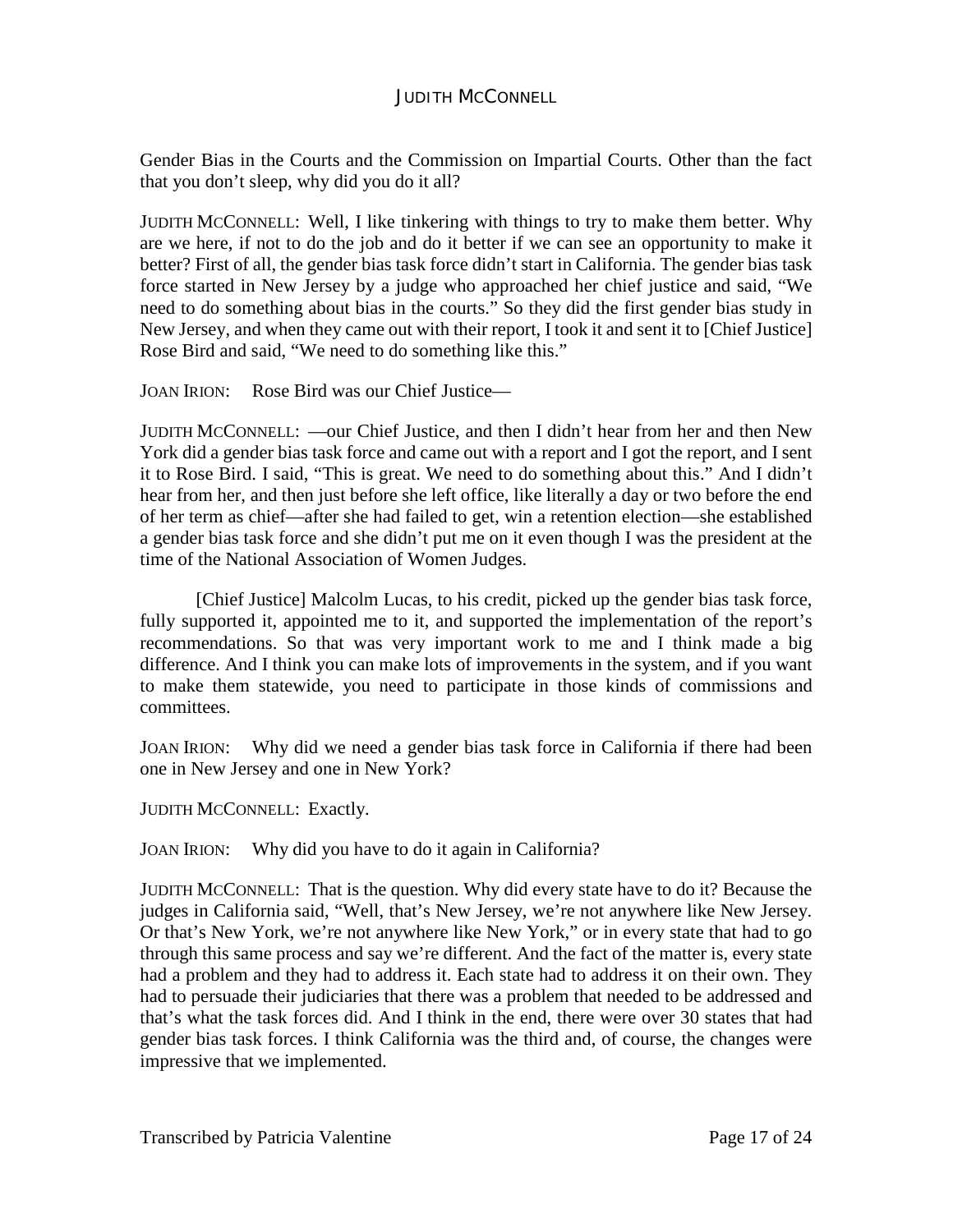Gender Bias in the Courts and the Commission on Impartial Courts. Other than the fact that you don't sleep, why did you do it all?

JUDITH MCCONNELL: Well, I like tinkering with things to try to make them better. Why are we here, if not to do the job and do it better if we can see an opportunity to make it better? First of all, the gender bias task force didn't start in California. The gender bias task force started in New Jersey by a judge who approached her chief justice and said, "We need to do something about bias in the courts." So they did the first gender bias study in New Jersey, and when they came out with their report, I took it and sent it to [Chief Justice] Rose Bird and said, "We need to do something like this."

JOAN IRION: Rose Bird was our Chief Justice—

JUDITH MCCONNELL: —our Chief Justice, and then I didn't hear from her and then New York did a gender bias task force and came out with a report and I got the report, and I sent it to Rose Bird. I said, "This is great. We need to do something about this." And I didn't hear from her, and then just before she left office, like literally a day or two before the end of her term as chief—after she had failed to get, win a retention election—she established a gender bias task force and she didn't put me on it even though I was the president at the time of the National Association of Women Judges.

[Chief Justice] Malcolm Lucas, to his credit, picked up the gender bias task force, fully supported it, appointed me to it, and supported the implementation of the report's recommendations. So that was very important work to me and I think made a big difference. And I think you can make lots of improvements in the system, and if you want to make them statewide, you need to participate in those kinds of commissions and committees.

JOAN IRION: Why did we need a gender bias task force in California if there had been one in New Jersey and one in New York?

JUDITH MCCONNELL: Exactly.

JOAN IRION: Why did you have to do it again in California?

JUDITH MCCONNELL: That is the question. Why did every state have to do it? Because the judges in California said, "Well, that's New Jersey, we're not anywhere like New Jersey. Or that's New York, we're not anywhere like New York," or in every state that had to go through this same process and say we're different. And the fact of the matter is, every state had a problem and they had to address it. Each state had to address it on their own. They had to persuade their judiciaries that there was a problem that needed to be addressed and that's what the task forces did. And I think in the end, there were over 30 states that had gender bias task forces. I think California was the third and, of course, the changes were impressive that we implemented.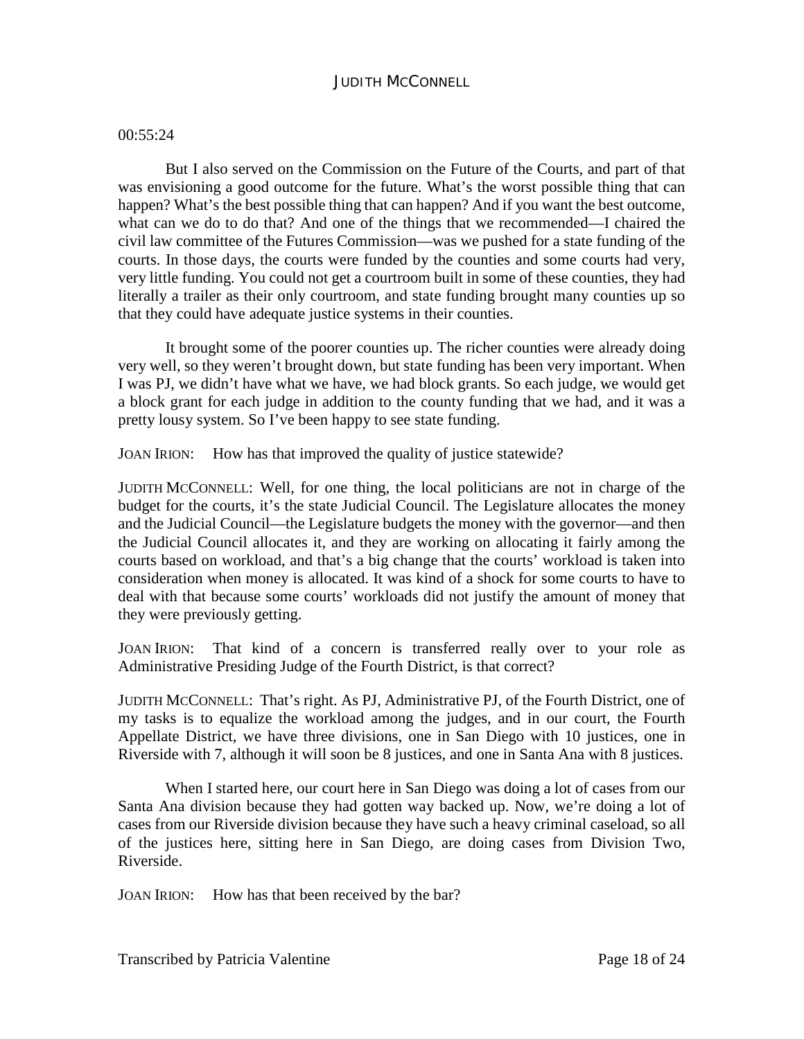00:55:24

But I also served on the Commission on the Future of the Courts, and part of that was envisioning a good outcome for the future. What's the worst possible thing that can happen? What's the best possible thing that can happen? And if you want the best outcome, what can we do to do that? And one of the things that we recommended—I chaired the civil law committee of the Futures Commission—was we pushed for a state funding of the courts. In those days, the courts were funded by the counties and some courts had very, very little funding. You could not get a courtroom built in some of these counties, they had literally a trailer as their only courtroom, and state funding brought many counties up so that they could have adequate justice systems in their counties.

It brought some of the poorer counties up. The richer counties were already doing very well, so they weren't brought down, but state funding has been very important. When I was PJ, we didn't have what we have, we had block grants. So each judge, we would get a block grant for each judge in addition to the county funding that we had, and it was a pretty lousy system. So I've been happy to see state funding.

JOAN IRION: How has that improved the quality of justice statewide?

JUDITH MCCONNELL: Well, for one thing, the local politicians are not in charge of the budget for the courts, it's the state Judicial Council. The Legislature allocates the money and the Judicial Council—the Legislature budgets the money with the governor—and then the Judicial Council allocates it, and they are working on allocating it fairly among the courts based on workload, and that's a big change that the courts' workload is taken into consideration when money is allocated. It was kind of a shock for some courts to have to deal with that because some courts' workloads did not justify the amount of money that they were previously getting.

JOAN IRION: That kind of a concern is transferred really over to your role as Administrative Presiding Judge of the Fourth District, is that correct?

JUDITH MCCONNELL: That's right. As PJ, Administrative PJ, of the Fourth District, one of my tasks is to equalize the workload among the judges, and in our court, the Fourth Appellate District, we have three divisions, one in San Diego with 10 justices, one in Riverside with 7, although it will soon be 8 justices, and one in Santa Ana with 8 justices.

When I started here, our court here in San Diego was doing a lot of cases from our Santa Ana division because they had gotten way backed up. Now, we're doing a lot of cases from our Riverside division because they have such a heavy criminal caseload, so all of the justices here, sitting here in San Diego, are doing cases from Division Two, Riverside.

JOAN IRION: How has that been received by the bar?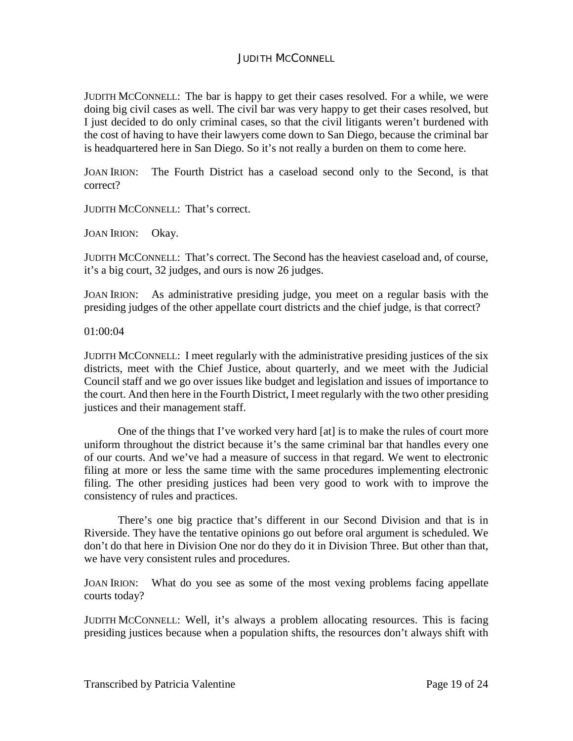JUDITH MCCONNELL: The bar is happy to get their cases resolved. For a while, we were doing big civil cases as well. The civil bar was very happy to get their cases resolved, but I just decided to do only criminal cases, so that the civil litigants weren't burdened with the cost of having to have their lawyers come down to San Diego, because the criminal bar is headquartered here in San Diego. So it's not really a burden on them to come here.

JOAN IRION: The Fourth District has a caseload second only to the Second, is that correct?

JUDITH MCCONNELL: That's correct.

JOAN IRION: Okay.

JUDITH MCCONNELL: That's correct. The Second has the heaviest caseload and, of course, it's a big court, 32 judges, and ours is now 26 judges.

JOAN IRION: As administrative presiding judge, you meet on a regular basis with the presiding judges of the other appellate court districts and the chief judge, is that correct?

01:00:04

JUDITH MCCONNELL: I meet regularly with the administrative presiding justices of the six districts, meet with the Chief Justice, about quarterly, and we meet with the Judicial Council staff and we go over issues like budget and legislation and issues of importance to the court. And then here in the Fourth District, I meet regularly with the two other presiding justices and their management staff.

One of the things that I've worked very hard [at] is to make the rules of court more uniform throughout the district because it's the same criminal bar that handles every one of our courts. And we've had a measure of success in that regard. We went to electronic filing at more or less the same time with the same procedures implementing electronic filing. The other presiding justices had been very good to work with to improve the consistency of rules and practices.

There's one big practice that's different in our Second Division and that is in Riverside. They have the tentative opinions go out before oral argument is scheduled. We don't do that here in Division One nor do they do it in Division Three. But other than that, we have very consistent rules and procedures.

JOAN IRION: What do you see as some of the most vexing problems facing appellate courts today?

JUDITH MCCONNELL: Well, it's always a problem allocating resources. This is facing presiding justices because when a population shifts, the resources don't always shift with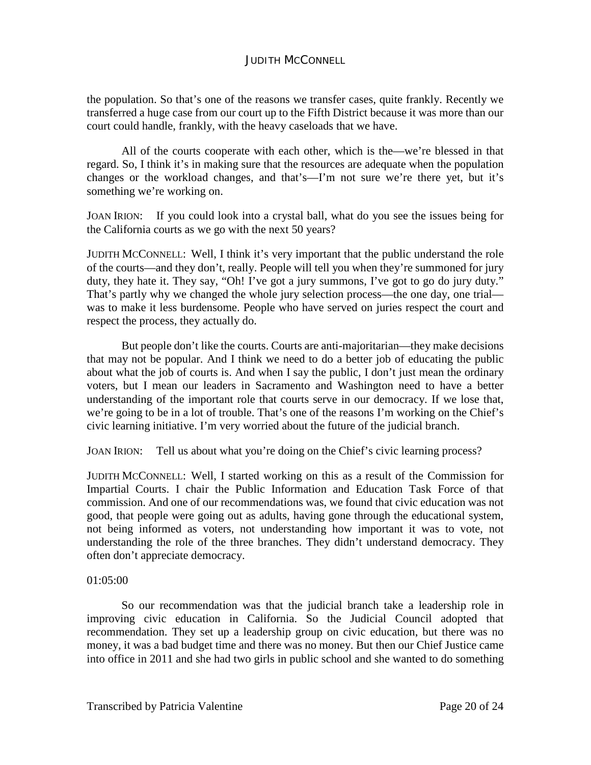the population. So that's one of the reasons we transfer cases, quite frankly. Recently we transferred a huge case from our court up to the Fifth District because it was more than our court could handle, frankly, with the heavy caseloads that we have.

All of the courts cooperate with each other, which is the—we're blessed in that regard. So, I think it's in making sure that the resources are adequate when the population changes or the workload changes, and that's—I'm not sure we're there yet, but it's something we're working on.

JOAN IRION: If you could look into a crystal ball, what do you see the issues being for the California courts as we go with the next 50 years?

JUDITH MCCONNELL: Well, I think it's very important that the public understand the role of the courts—and they don't, really. People will tell you when they're summoned for jury duty, they hate it. They say, "Oh! I've got a jury summons, I've got to go do jury duty." That's partly why we changed the whole jury selection process—the one day, one trial—was to make it less burdensome. People who have served on juries respect the court and respect the process, they actually do.

But people don't like the courts. Courts are anti-majoritarian—they make decisions that may not be popular. And I think we need to do a better job of educating the public about what the job of courts is. And when I say the public, I don't just mean the ordinary voters, but I mean our leaders in Sacramento and Washington need to have a better understanding of the important role that courts serve in our democracy. If we lose that, we're going to be in a lot of trouble. That's one of the reasons I'm working on the Chief's civic learning initiative. I'm very worried about the future of the judicial branch.

JOAN IRION: Tell us about what you're doing on the Chief's civic learning process?

JUDITH MCCONNELL: Well, I started working on this as a result of the Commission for Impartial Courts. I chair the Public Information and Education Task Force of that commission. And one of our recommendations was, we found that civic education was not good, that people were going out as adults, having gone through the educational system, not being informed as voters, not understanding how important it was to vote, not understanding the role of the three branches. They didn't understand democracy. They often don't appreciate democracy.

01:05:00

So our recommendation was that the judicial branch take a leadership role in improving civic education in California. So the Judicial Council adopted that recommendation. They set up a leadership group on civic education, but there was no money, it was a bad budget time and there was no money. But then our Chief Justice came into office in 2011 and she had two girls in public school and she wanted to do something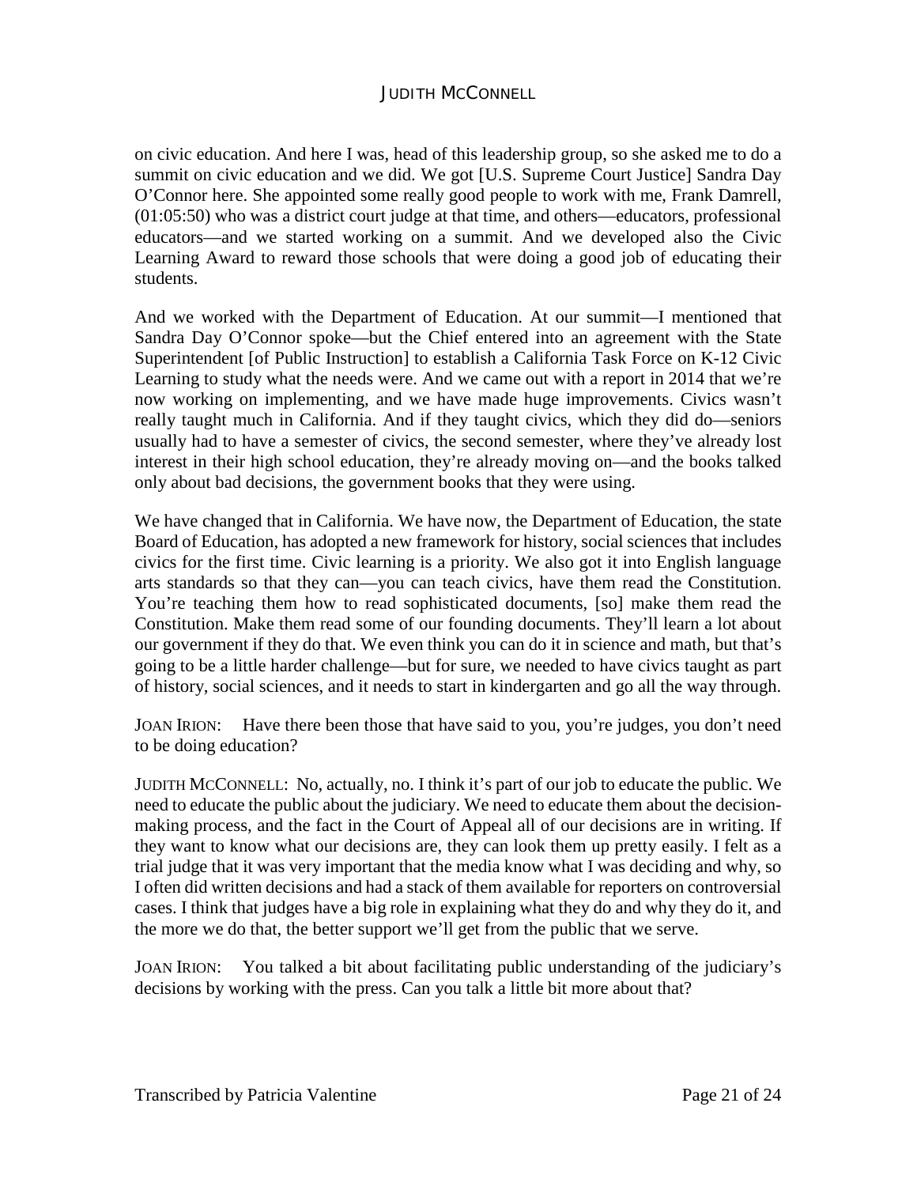on civic education. And here I was, head of this leadership group, so she asked me to do a summit on civic education and we did. We got [U.S. Supreme Court Justice] Sandra Day O'Connor here. She appointed some really good people to work with me, Frank Damrell, (01:05:50) who was a district court judge at that time, and others—educators, professional educators—and we started working on a summit. And we developed also the Civic Learning Award to reward those schools that were doing a good job of educating their students.

And we worked with the Department of Education. At our summit—I mentioned that Sandra Day O'Connor spoke—but the Chief entered into an agreement with the State Superintendent [of Public Instruction] to establish a California Task Force on K-12 Civic Learning to study what the needs were. And we came out with a report in 2014 that we're now working on implementing, and we have made huge improvements. Civics wasn't really taught much in California. And if they taught civics, which they did do—seniors usually had to have a semester of civics, the second semester, where they've already lost interest in their high school education, they're already moving on—and the books talked only about bad decisions, the government books that they were using.

We have changed that in California. We have now, the Department of Education, the state Board of Education, has adopted a new framework for history, social sciences that includes civics for the first time. Civic learning is a priority. We also got it into English language arts standards so that they can—you can teach civics, have them read the Constitution. You're teaching them how to read sophisticated documents, [so] make them read the Constitution. Make them read some of our founding documents. They'll learn a lot about our government if they do that. We even think you can do it in science and math, but that's going to be a little harder challenge—but for sure, we needed to have civics taught as part of history, social sciences, and it needs to start in kindergarten and go all the way through.

JOAN IRION: Have there been those that have said to you, you're judges, you don't need to be doing education?

JUDITH MCCONNELL: No, actually, no. I think it's part of our job to educate the public. We need to educate the public about the judiciary. We need to educate them about the decision-making process, and the fact in the Court of Appeal all of our decisions are in writing. If they want to know what our decisions are, they can look them up pretty easily. I felt as a trial judge that it was very important that the media know what I was deciding and why, so I often did written decisions and had a stack of them available for reporters on controversial cases. I think that judges have a big role in explaining what they do and why they do it, and the more we do that, the better support we'll get from the public that we serve.

JOAN IRION: You talked a bit about facilitating public understanding of the judiciary's decisions by working with the press. Can you talk a little bit more about that?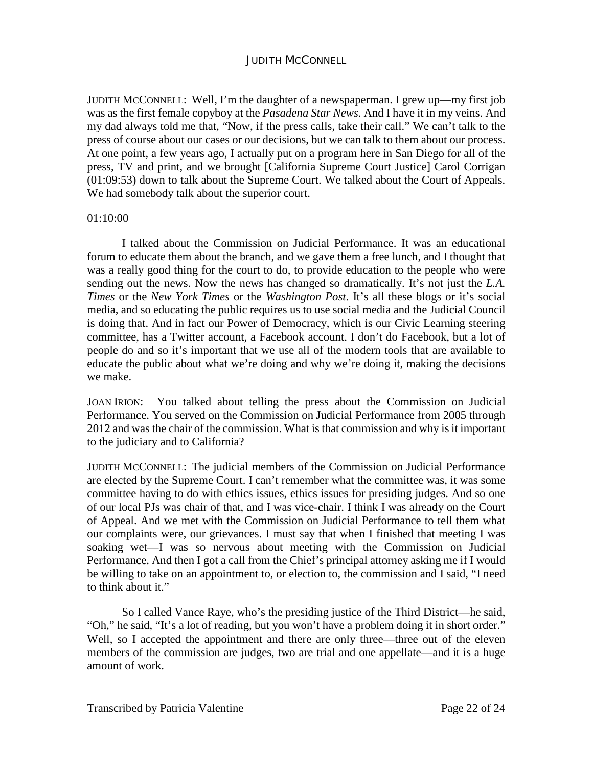JUDITH MCCONNELL: Well, I'm the daughter of a newspaperman. I grew up—my first job was as the first female copyboy at the *Pasadena Star News*. And I have it in my veins. And my dad always told me that, "Now, if the press calls, take their call." We can't talk to the press of course about our cases or our decisions, but we can talk to them about our process. At one point, a few years ago, I actually put on a program here in San Diego for all of the press, TV and print, and we brought [California Supreme Court Justice] Carol Corrigan (01:09:53) down to talk about the Supreme Court. We talked about the Court of Appeals. We had somebody talk about the superior court.

01:10:00

I talked about the Commission on Judicial Performance. It was an educational forum to educate them about the branch, and we gave them a free lunch, and I thought that was a really good thing for the court to do, to provide education to the people who were sending out the news. Now the news has changed so dramatically. It's not just the *L.A. Times* or the *New York Times* or the *Washington Post*. It's all these blogs or it's social media, and so educating the public requires us to use social media and the Judicial Council is doing that. And in fact our Power of Democracy, which is our Civic Learning steering committee, has a Twitter account, a Facebook account. I don't do Facebook, but a lot of people do and so it's important that we use all of the modern tools that are available to educate the public about what we're doing and why we're doing it, making the decisions we make.

JOAN IRION: You talked about telling the press about the Commission on Judicial Performance. You served on the Commission on Judicial Performance from 2005 through 2012 and was the chair of the commission. What is that commission and why is it important to the judiciary and to California?

JUDITH MCCONNELL: The judicial members of the Commission on Judicial Performance are elected by the Supreme Court. I can't remember what the committee was, it was some committee having to do with ethics issues, ethics issues for presiding judges. And so one of our local PJs was chair of that, and I was vice-chair. I think I was already on the Court of Appeal. And we met with the Commission on Judicial Performance to tell them what our complaints were, our grievances. I must say that when I finished that meeting I was soaking wet—I was so nervous about meeting with the Commission on Judicial Performance. And then I got a call from the Chief's principal attorney asking me if I would be willing to take on an appointment to, or election to, the commission and I said, "I need to think about it."

So I called Vance Raye, who's the presiding justice of the Third District—he said, "Oh," he said, "It's a lot of reading, but you won't have a problem doing it in short order." Well, so I accepted the appointment and there are only three—three out of the eleven members of the commission are judges, two are trial and one appellate—and it is a huge amount of work.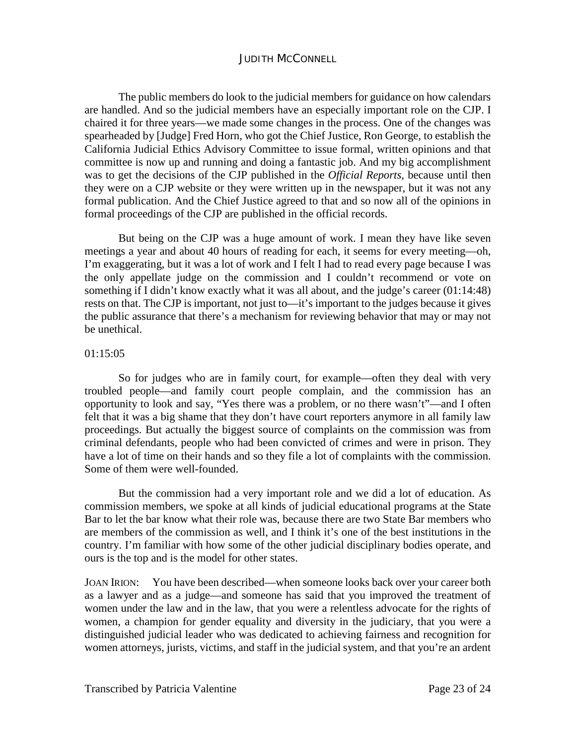The public members do look to the judicial members for guidance on how calendars are handled. And so the judicial members have an especially important role on the CJP. I chaired it for three years—we made some changes in the process. One of the changes was spearheaded by [Judge] Fred Horn, who got the Chief Justice, Ron George, to establish the California Judicial Ethics Advisory Committee to issue formal, written opinions and that committee is now up and running and doing a fantastic job. And my big accomplishment was to get the decisions of the CJP published in the *Official Reports*, because until then they were on a CJP website or they were written up in the newspaper, but it was not any formal publication. And the Chief Justice agreed to that and so now all of the opinions in formal proceedings of the CJP are published in the official records.

But being on the CJP was a huge amount of work. I mean they have like seven meetings a year and about 40 hours of reading for each, it seems for every meeting—oh, I'm exaggerating, but it was a lot of work and I felt I had to read every page because I was the only appellate judge on the commission and I couldn't recommend or vote on something if I didn't know exactly what it was all about, and the judge's career (01:14:48) rests on that. The CJP is important, not just to—it's important to the judges because it gives the public assurance that there's a mechanism for reviewing behavior that may or may not be unethical.

01:15:05

So for judges who are in family court, for example—often they deal with very troubled people—and family court people complain, and the commission has an opportunity to look and say, "Yes there was a problem, or no there wasn't"—and I often felt that it was a big shame that they don't have court reporters anymore in all family law proceedings. But actually the biggest source of complaints on the commission was from criminal defendants, people who had been convicted of crimes and were in prison. They have a lot of time on their hands and so they file a lot of complaints with the commission. Some of them were well-founded.

But the commission had a very important role and we did a lot of education. As commission members, we spoke at all kinds of judicial educational programs at the State Bar to let the bar know what their role was, because there are two State Bar members who are members of the commission as well, and I think it's one of the best institutions in the country. I'm familiar with how some of the other judicial disciplinary bodies operate, and ours is the top and is the model for other states.

JOAN IRION: You have been described—when someone looks back over your career both as a lawyer and as a judge—and someone has said that you improved the treatment of women under the law and in the law, that you were a relentless advocate for the rights of women, a champion for gender equality and diversity in the judiciary, that you were a distinguished judicial leader who was dedicated to achieving fairness and recognition for women attorneys, jurists, victims, and staff in the judicial system, and that you're an ardent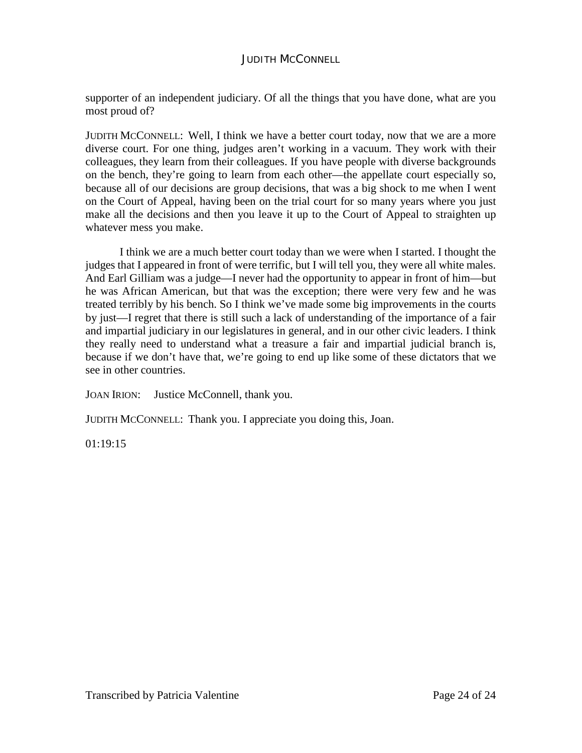supporter of an independent judiciary. Of all the things that you have done, what are you most proud of?

JUDITH MCCONNELL: Well, I think we have a better court today, now that we are a more diverse court. For one thing, judges aren't working in a vacuum. They work with their colleagues, they learn from their colleagues. If you have people with diverse backgrounds on the bench, they're going to learn from each other—the appellate court especially so, because all of our decisions are group decisions, that was a big shock to me when I went on the Court of Appeal, having been on the trial court for so many years where you just make all the decisions and then you leave it up to the Court of Appeal to straighten up whatever mess you make.

I think we are a much better court today than we were when I started. I thought the judges that I appeared in front of were terrific, but I will tell you, they were all white males. And Earl Gilliam was a judge—I never had the opportunity to appear in front of him—but he was African American, but that was the exception; there were very few and he was treated terribly by his bench. So I think we've made some big improvements in the courts by just—I regret that there is still such a lack of understanding of the importance of a fair and impartial judiciary in our legislatures in general, and in our other civic leaders. I think they really need to understand what a treasure a fair and impartial judicial branch is, because if we don't have that, we're going to end up like some of these dictators that we see in other countries.

JOAN IRION: Justice McConnell, thank you.

JUDITH MCCONNELL: Thank you. I appreciate you doing this, Joan.

01:19:15

Transcribed by Patricia Valentine